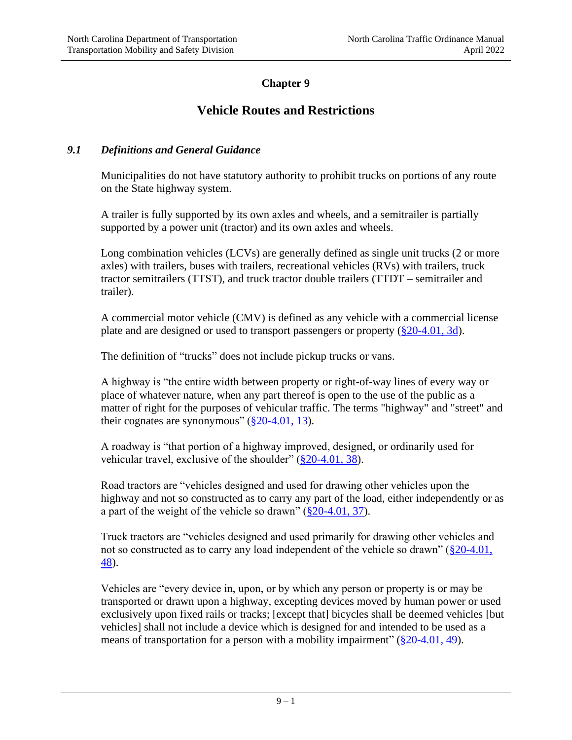# Chapter 9

# Vehicle Routes and Restrictions

## *9.1 Definitions and General Guidance*

Municipalities do not have statutory authority to prohibit trucks on portions of any route on the State highway system.

A trailer is fully supported by its own axles and wheels, and a semitrailer is partially supported by a power unit (tractor) and its own axles and wheels.

Long combination vehicles (LCVs) are generally defined as single unit trucks (2 or more axles) with trailers, buses with trailers, recreational vehicles (RVs) with trailers, truck tractor semitrailers (TTST), and truck tractor double trailers (TTDT – semitrailer and trailer).

A commercial motor vehicle (CMV) is defined as any vehicle with a commercial license plate and are designed or used to transport passengers or property (§20-4.01, 3d).

The definition of "trucks" does not include pickup trucks or vans.

A highway is "the entire width between property or right-of-way lines of every way or place of whatever nature, when any part thereof is open to the use of the public as a matter of right for the purposes of vehicular traffic. The terms "highway" and "street" and their cognates are synonymous" (§20-4.01, 13).

A roadway is "that portion of a highway improved, designed, or ordinarily used for vehicular travel, exclusive of the shoulder" (§20-4.01, 38).

Road tractors are "vehicles designed and used for drawing other vehicles upon the highway and not so constructed as to carry any part of the load, either independently or as a part of the weight of the vehicle so drawn" (§20-4.01, 37).

Truck tractors are "vehicles designed and used primarily for drawing other vehicles and not so constructed as to carry any load independent of the vehicle so drawn" (§20-4.01, 48).

Vehicles are "every device in, upon, or by which any person or property is or may be transported or drawn upon a highway, excepting devices moved by human power or used exclusively upon fixed rails or tracks; [except that] bicycles shall be deemed vehicles [but vehicles] shall not include a device which is designed for and intended to be used as a means of transportation for a person with a mobility impairment" (§20-4.01, 49).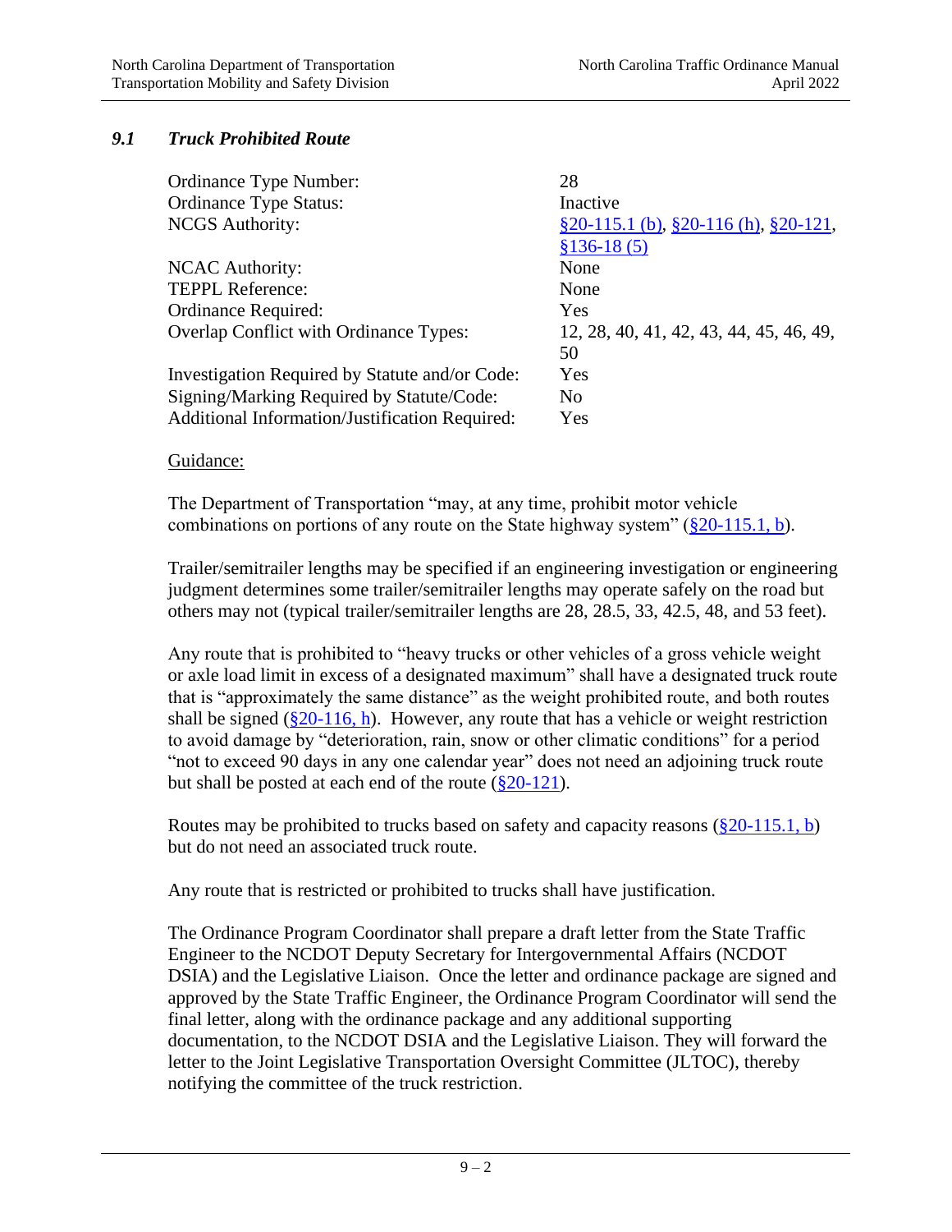## *9.1 Truck Prohibited Route*

| | |
|---|---|
| Ordinance Type Number: | 28 |
| Ordinance Type Status: | Inactive |
| NCGS Authority: | §20-115.1 (b), §20-116 (h), §20-121, §136-18 (5) |
| NCAC Authority: | None |
| TEPPL Reference: | None |
| Ordinance Required: | Yes |
| Overlap Conflict with Ordinance Types: | 12, 28, 40, 41, 42, 43, 44, 45, 46, 49, 50 |
| Investigation Required by Statute and/or Code: | Yes |
| Signing/Marking Required by Statute/Code: | No |
| Additional Information/Justification Required: | Yes |

Guidance:

The Department of Transportation "may, at any time, prohibit motor vehicle combinations on portions of any route on the State highway system" (§20-115.1, b).

Trailer/semitrailer lengths may be specified if an engineering investigation or engineering judgment determines some trailer/semitrailer lengths may operate safely on the road but others may not (typical trailer/semitrailer lengths are 28, 28.5, 33, 42.5, 48, and 53 feet).

Any route that is prohibited to "heavy trucks or other vehicles of a gross vehicle weight or axle load limit in excess of a designated maximum" shall have a designated truck route that is "approximately the same distance" as the weight prohibited route, and both routes shall be signed (§20-116, h). However, any route that has a vehicle or weight restriction to avoid damage by "deterioration, rain, snow or other climatic conditions" for a period "not to exceed 90 days in any one calendar year" does not need an adjoining truck route but shall be posted at each end of the route (§20-121).

Routes may be prohibited to trucks based on safety and capacity reasons (§20-115.1, b) but do not need an associated truck route.

Any route that is restricted or prohibited to trucks shall have justification.

The Ordinance Program Coordinator shall prepare a draft letter from the State Traffic Engineer to the NCDOT Deputy Secretary for Intergovernmental Affairs (NCDOT DSIA) and the Legislative Liaison. Once the letter and ordinance package are signed and approved by the State Traffic Engineer, the Ordinance Program Coordinator will send the final letter, along with the ordinance package and any additional supporting documentation, to the NCDOT DSIA and the Legislative Liaison. They will forward the letter to the Joint Legislative Transportation Oversight Committee (JLTOC), thereby notifying the committee of the truck restriction.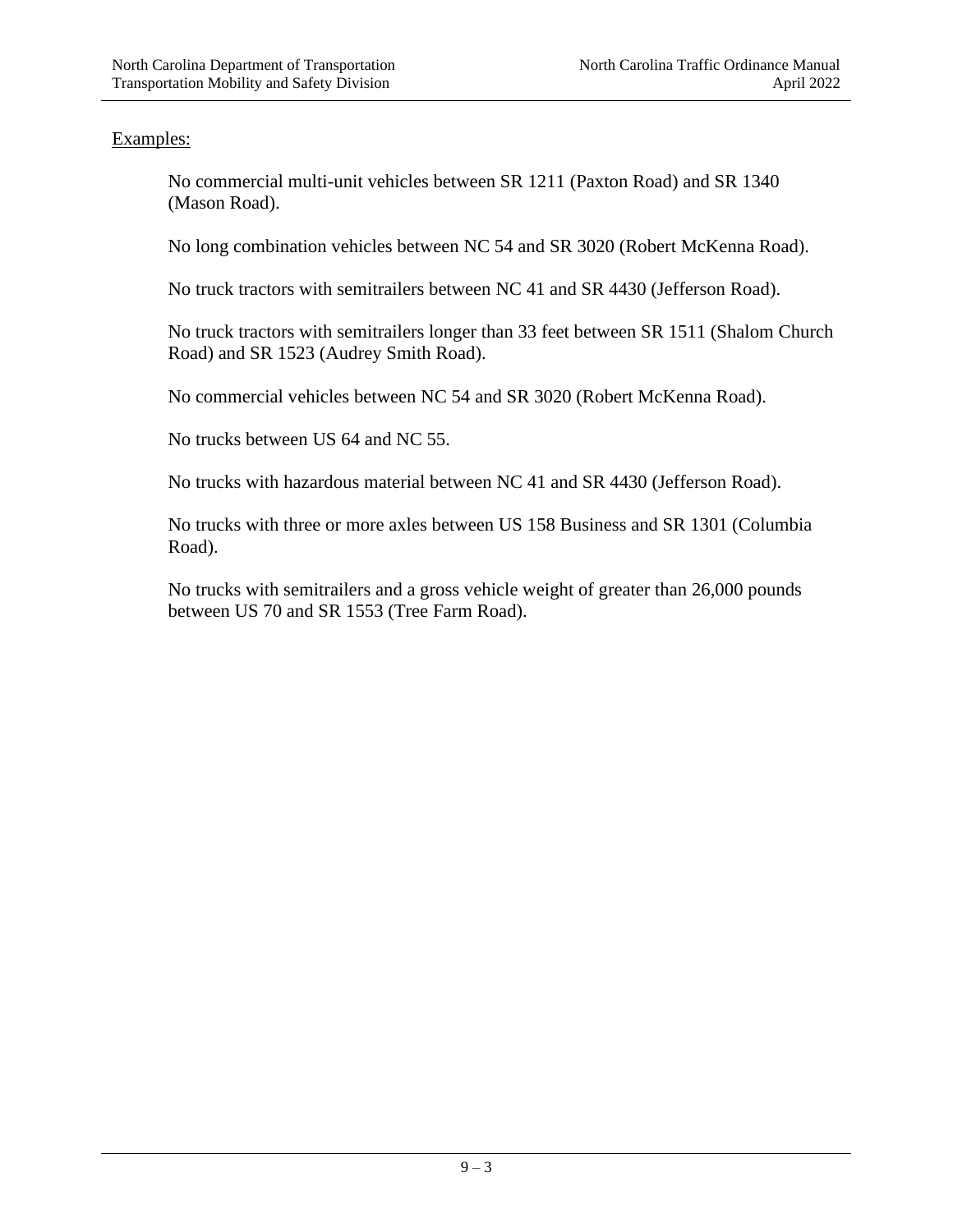Examples:

No commercial multi-unit vehicles between SR 1211 (Paxton Road) and SR 1340 (Mason Road).

No long combination vehicles between NC 54 and SR 3020 (Robert McKenna Road).

No truck tractors with semitrailers between NC 41 and SR 4430 (Jefferson Road).

No truck tractors with semitrailers longer than 33 feet between SR 1511 (Shalom Church Road) and SR 1523 (Audrey Smith Road).

No commercial vehicles between NC 54 and SR 3020 (Robert McKenna Road).

No trucks between US 64 and NC 55.

No trucks with hazardous material between NC 41 and SR 4430 (Jefferson Road).

No trucks with three or more axles between US 158 Business and SR 1301 (Columbia Road).

No trucks with semitrailers and a gross vehicle weight of greater than 26,000 pounds between US 70 and SR 1553 (Tree Farm Road).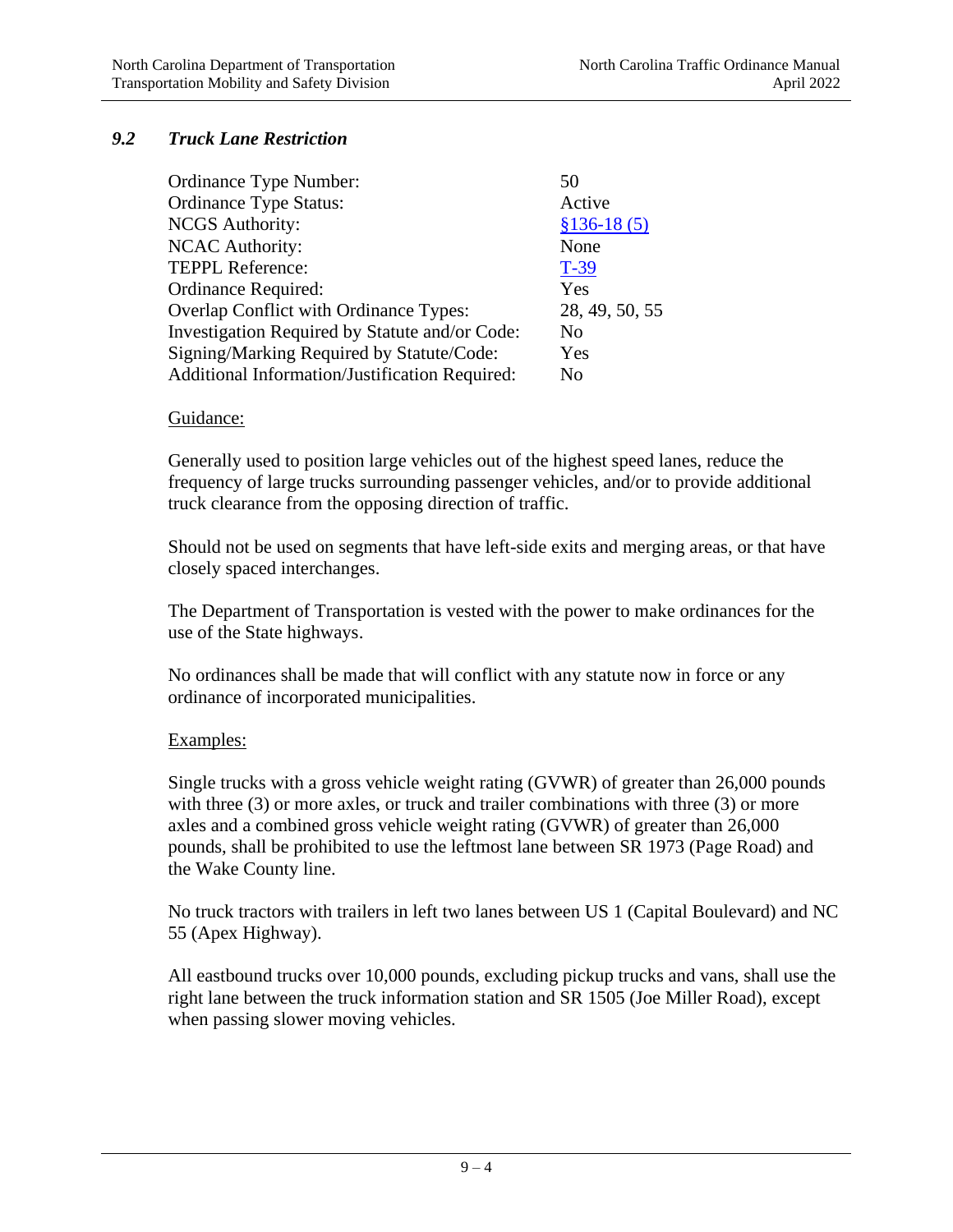## 9.2 *Truck Lane Restriction*

| | |
|---|---|
| Ordinance Type Number: | 50 |
| Ordinance Type Status: | Active |
| NCGS Authority: | §136-18 (5) |
| NCAC Authority: | None |
| TEPPL Reference: | T-39 |
| Ordinance Required: | Yes |
| Overlap Conflict with Ordinance Types: | 28, 49, 50, 55 |
| Investigation Required by Statute and/or Code: | No |
| Signing/Marking Required by Statute/Code: | Yes |
| Additional Information/Justification Required: | No |

Guidance:

Generally used to position large vehicles out of the highest speed lanes, reduce the frequency of large trucks surrounding passenger vehicles, and/or to provide additional truck clearance from the opposing direction of traffic.

Should not be used on segments that have left-side exits and merging areas, or that have closely spaced interchanges.

The Department of Transportation is vested with the power to make ordinances for the use of the State highways.

No ordinances shall be made that will conflict with any statute now in force or any ordinance of incorporated municipalities.

Examples:

Single trucks with a gross vehicle weight rating (GVWR) of greater than 26,000 pounds with three (3) or more axles, or truck and trailer combinations with three (3) or more axles and a combined gross vehicle weight rating (GVWR) of greater than 26,000 pounds, shall be prohibited to use the leftmost lane between SR 1973 (Page Road) and the Wake County line.

No truck tractors with trailers in left two lanes between US 1 (Capital Boulevard) and NC 55 (Apex Highway).

All eastbound trucks over 10,000 pounds, excluding pickup trucks and vans, shall use the right lane between the truck information station and SR 1505 (Joe Miller Road), except when passing slower moving vehicles.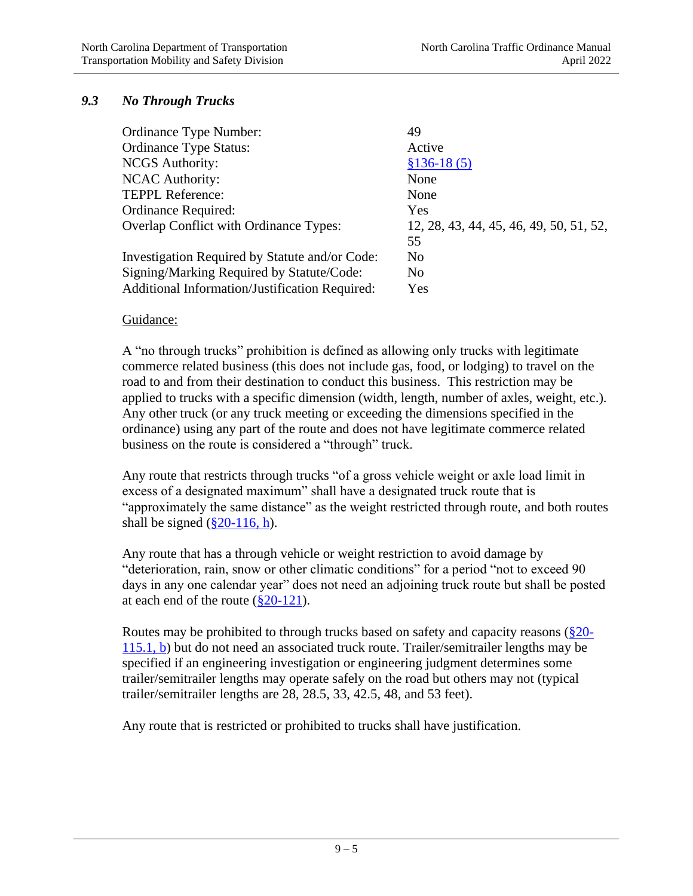### *9.3 No Through Trucks*

| | |
|---|---|
| Ordinance Type Number: | 49 |
| Ordinance Type Status: | Active |
| NCGS Authority: | §136-18 (5) |
| NCAC Authority: | None |
| TEPPL Reference: | None |
| Ordinance Required: | Yes |
| Overlap Conflict with Ordinance Types: | 12, 28, 43, 44, 45, 46, 49, 50, 51, 52, 55 |
| Investigation Required by Statute and/or Code: | No |
| Signing/Marking Required by Statute/Code: | No |
| Additional Information/Justification Required: | Yes |

Guidance:

A "no through trucks" prohibition is defined as allowing only trucks with legitimate commerce related business (this does not include gas, food, or lodging) to travel on the road to and from their destination to conduct this business. This restriction may be applied to trucks with a specific dimension (width, length, number of axles, weight, etc.). Any other truck (or any truck meeting or exceeding the dimensions specified in the ordinance) using any part of the route and does not have legitimate commerce related business on the route is considered a "through" truck.

Any route that restricts through trucks "of a gross vehicle weight or axle load limit in excess of a designated maximum" shall have a designated truck route that is "approximately the same distance" as the weight restricted through route, and both routes shall be signed (§20-116, h).

Any route that has a through vehicle or weight restriction to avoid damage by "deterioration, rain, snow or other climatic conditions" for a period "not to exceed 90 days in any one calendar year" does not need an adjoining truck route but shall be posted at each end of the route (§20-121).

Routes may be prohibited to through trucks based on safety and capacity reasons (§20-115.1, b) but do not need an associated truck route. Trailer/semitrailer lengths may be specified if an engineering investigation or engineering judgment determines some trailer/semitrailer lengths may operate safely on the road but others may not (typical trailer/semitrailer lengths are 28, 28.5, 33, 42.5, 48, and 53 feet).

Any route that is restricted or prohibited to trucks shall have justification.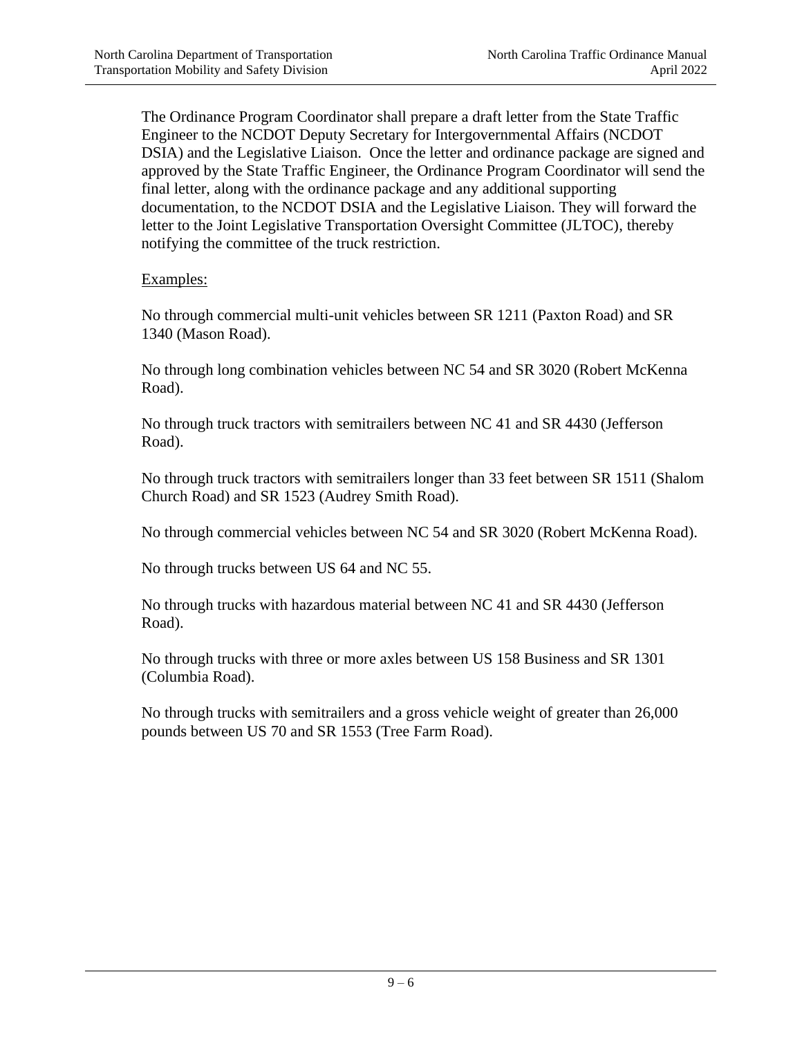The Ordinance Program Coordinator shall prepare a draft letter from the State Traffic Engineer to the NCDOT Deputy Secretary for Intergovernmental Affairs (NCDOT DSIA) and the Legislative Liaison. Once the letter and ordinance package are signed and approved by the State Traffic Engineer, the Ordinance Program Coordinator will send the final letter, along with the ordinance package and any additional supporting documentation, to the NCDOT DSIA and the Legislative Liaison. They will forward the letter to the Joint Legislative Transportation Oversight Committee (JLTOC), thereby notifying the committee of the truck restriction.

<u>Examples:</u>

No through commercial multi-unit vehicles between SR 1211 (Paxton Road) and SR 1340 (Mason Road).

No through long combination vehicles between NC 54 and SR 3020 (Robert McKenna Road).

No through truck tractors with semitrailers between NC 41 and SR 4430 (Jefferson Road).

No through truck tractors with semitrailers longer than 33 feet between SR 1511 (Shalom Church Road) and SR 1523 (Audrey Smith Road).

No through commercial vehicles between NC 54 and SR 3020 (Robert McKenna Road).

No through trucks between US 64 and NC 55.

No through trucks with hazardous material between NC 41 and SR 4430 (Jefferson Road).

No through trucks with three or more axles between US 158 Business and SR 1301 (Columbia Road).

No through trucks with semitrailers and a gross vehicle weight of greater than 26,000 pounds between US 70 and SR 1553 (Tree Farm Road).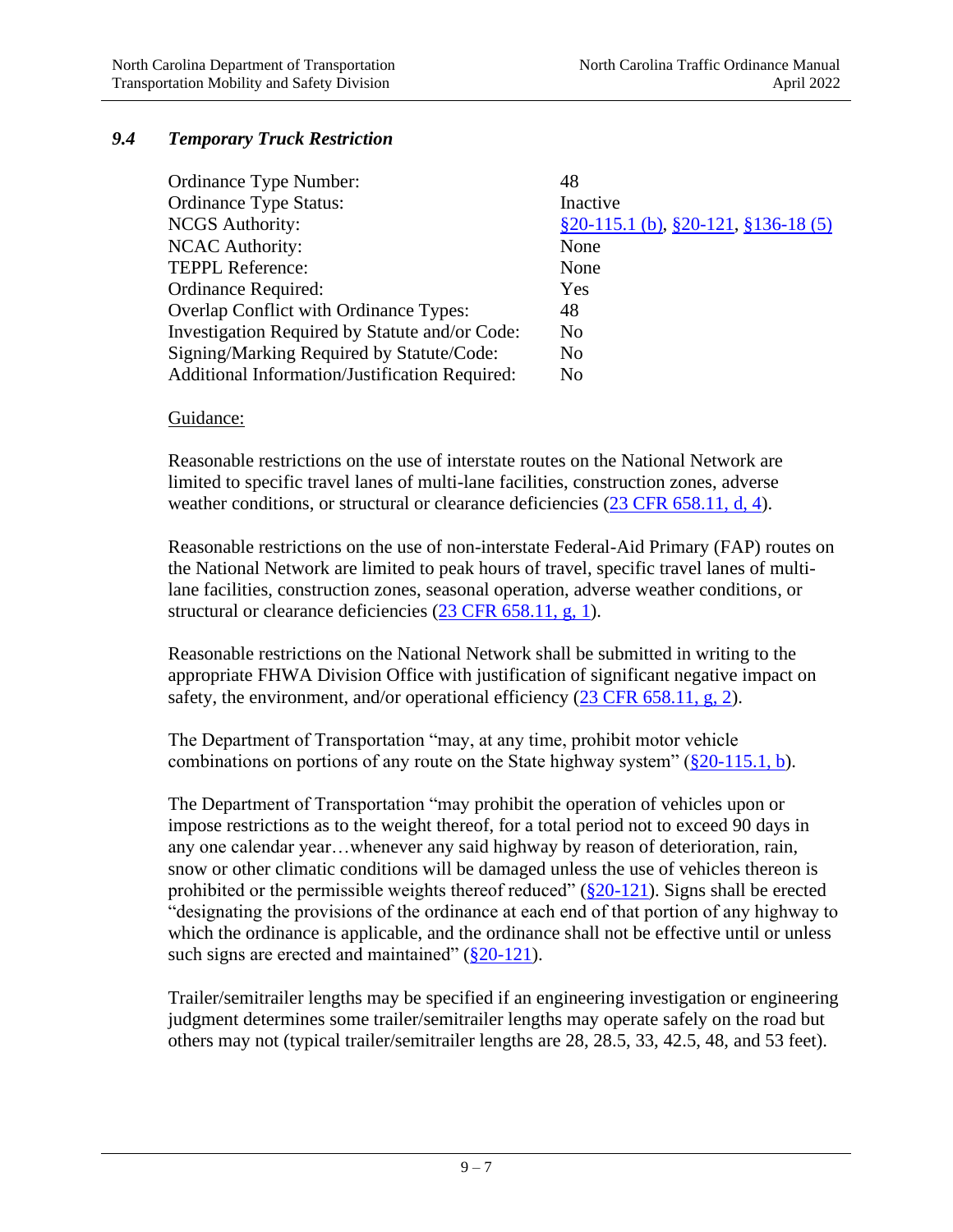### 9.4 *Temporary Truck Restriction*

| | |
|---|---|
| Ordinance Type Number: | 48 |
| Ordinance Type Status: | Inactive |
| NCGS Authority: | §20-115.1 (b), §20-121, §136-18 (5) |
| NCAC Authority: | None |
| TEPPL Reference: | None |
| Ordinance Required: | Yes |
| Overlap Conflict with Ordinance Types: | 48 |
| Investigation Required by Statute and/or Code: | No |
| Signing/Marking Required by Statute/Code: | No |
| Additional Information/Justification Required: | No |

Guidance:

Reasonable restrictions on the use of interstate routes on the National Network are limited to specific travel lanes of multi-lane facilities, construction zones, adverse weather conditions, or structural or clearance deficiencies (23 CFR 658.11, d, 4).

Reasonable restrictions on the use of non-interstate Federal-Aid Primary (FAP) routes on the National Network are limited to peak hours of travel, specific travel lanes of multi-lane facilities, construction zones, seasonal operation, adverse weather conditions, or structural or clearance deficiencies (23 CFR 658.11, g, 1).

Reasonable restrictions on the National Network shall be submitted in writing to the appropriate FHWA Division Office with justification of significant negative impact on safety, the environment, and/or operational efficiency (23 CFR 658.11, g, 2).

The Department of Transportation "may, at any time, prohibit motor vehicle combinations on portions of any route on the State highway system" (§20-115.1, b).

The Department of Transportation "may prohibit the operation of vehicles upon or impose restrictions as to the weight thereof, for a total period not to exceed 90 days in any one calendar year…whenever any said highway by reason of deterioration, rain, snow or other climatic conditions will be damaged unless the use of vehicles thereon is prohibited or the permissible weights thereof reduced" (§20-121). Signs shall be erected "designating the provisions of the ordinance at each end of that portion of any highway to which the ordinance is applicable, and the ordinance shall not be effective until or unless such signs are erected and maintained" (§20-121).

Trailer/semitrailer lengths may be specified if an engineering investigation or engineering judgment determines some trailer/semitrailer lengths may operate safely on the road but others may not (typical trailer/semitrailer lengths are 28, 28.5, 33, 42.5, 48, and 53 feet).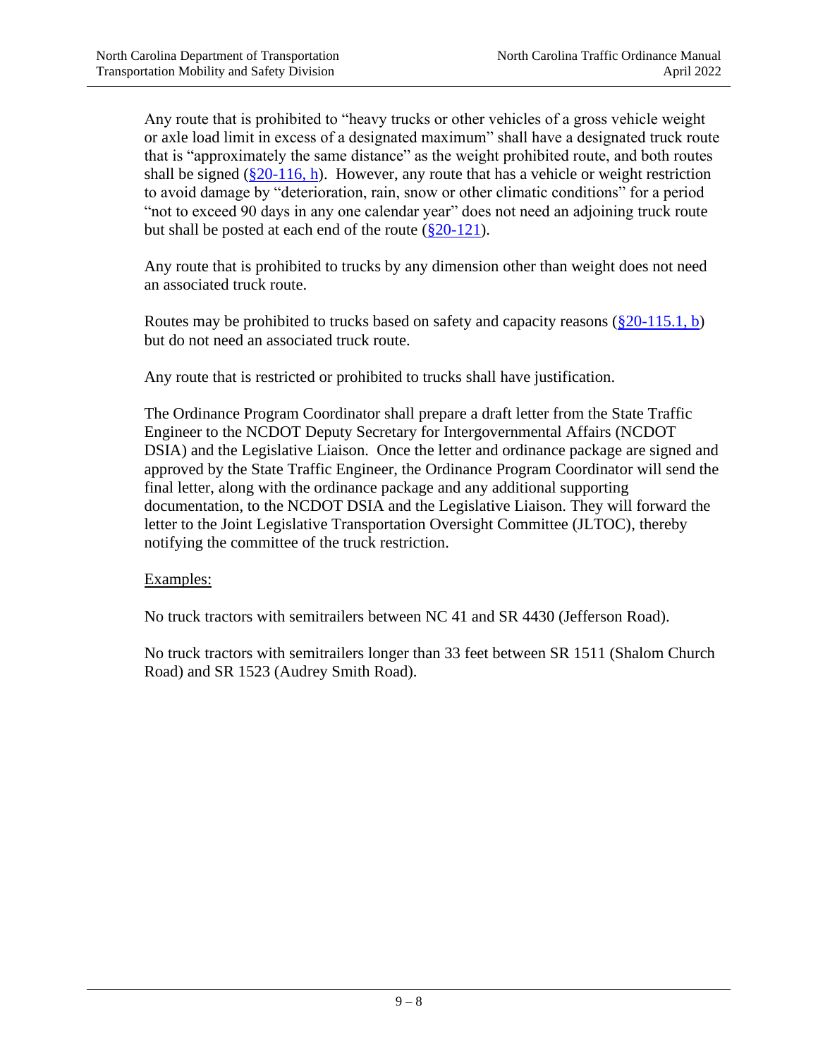Any route that is prohibited to "heavy trucks or other vehicles of a gross vehicle weight or axle load limit in excess of a designated maximum" shall have a designated truck route that is "approximately the same distance" as the weight prohibited route, and both routes shall be signed (§20-116, h). However, any route that has a vehicle or weight restriction to avoid damage by "deterioration, rain, snow or other climatic conditions" for a period "not to exceed 90 days in any one calendar year" does not need an adjoining truck route but shall be posted at each end of the route (§20-121).

Any route that is prohibited to trucks by any dimension other than weight does not need an associated truck route.

Routes may be prohibited to trucks based on safety and capacity reasons (§20-115.1, b) but do not need an associated truck route.

Any route that is restricted or prohibited to trucks shall have justification.

The Ordinance Program Coordinator shall prepare a draft letter from the State Traffic Engineer to the NCDOT Deputy Secretary for Intergovernmental Affairs (NCDOT DSIA) and the Legislative Liaison. Once the letter and ordinance package are signed and approved by the State Traffic Engineer, the Ordinance Program Coordinator will send the final letter, along with the ordinance package and any additional supporting documentation, to the NCDOT DSIA and the Legislative Liaison. They will forward the letter to the Joint Legislative Transportation Oversight Committee (JLTOC), thereby notifying the committee of the truck restriction.

Examples:

No truck tractors with semitrailers between NC 41 and SR 4430 (Jefferson Road).

No truck tractors with semitrailers longer than 33 feet between SR 1511 (Shalom Church Road) and SR 1523 (Audrey Smith Road).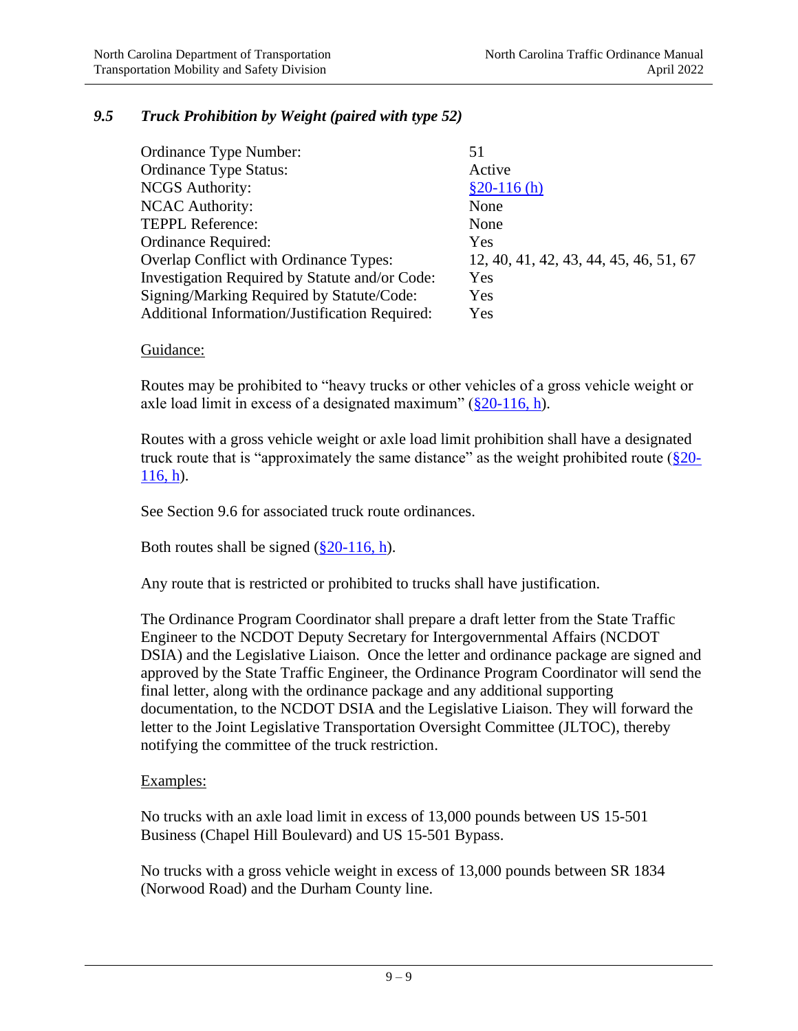### *9.5 Truck Prohibition by Weight (paired with type 52)*

| | |
|---|---|
| Ordinance Type Number: | 51 |
| Ordinance Type Status: | Active |
| NCGS Authority: | §20-116 (h) |
| NCAC Authority: | None |
| TEPPL Reference: | None |
| Ordinance Required: | Yes |
| Overlap Conflict with Ordinance Types: | 12, 40, 41, 42, 43, 44, 45, 46, 51, 67 |
| Investigation Required by Statute and/or Code: | Yes |
| Signing/Marking Required by Statute/Code: | Yes |
| Additional Information/Justification Required: | Yes |

Guidance:

Routes may be prohibited to "heavy trucks or other vehicles of a gross vehicle weight or axle load limit in excess of a designated maximum" (§20-116, h).

Routes with a gross vehicle weight or axle load limit prohibition shall have a designated truck route that is "approximately the same distance" as the weight prohibited route (§20-116, h).

See Section 9.6 for associated truck route ordinances.

Both routes shall be signed (§20-116, h).

Any route that is restricted or prohibited to trucks shall have justification.

The Ordinance Program Coordinator shall prepare a draft letter from the State Traffic Engineer to the NCDOT Deputy Secretary for Intergovernmental Affairs (NCDOT DSIA) and the Legislative Liaison. Once the letter and ordinance package are signed and approved by the State Traffic Engineer, the Ordinance Program Coordinator will send the final letter, along with the ordinance package and any additional supporting documentation, to the NCDOT DSIA and the Legislative Liaison. They will forward the letter to the Joint Legislative Transportation Oversight Committee (JLTOC), thereby notifying the committee of the truck restriction.

Examples:

No trucks with an axle load limit in excess of 13,000 pounds between US 15-501 Business (Chapel Hill Boulevard) and US 15-501 Bypass.

No trucks with a gross vehicle weight in excess of 13,000 pounds between SR 1834 (Norwood Road) and the Durham County line.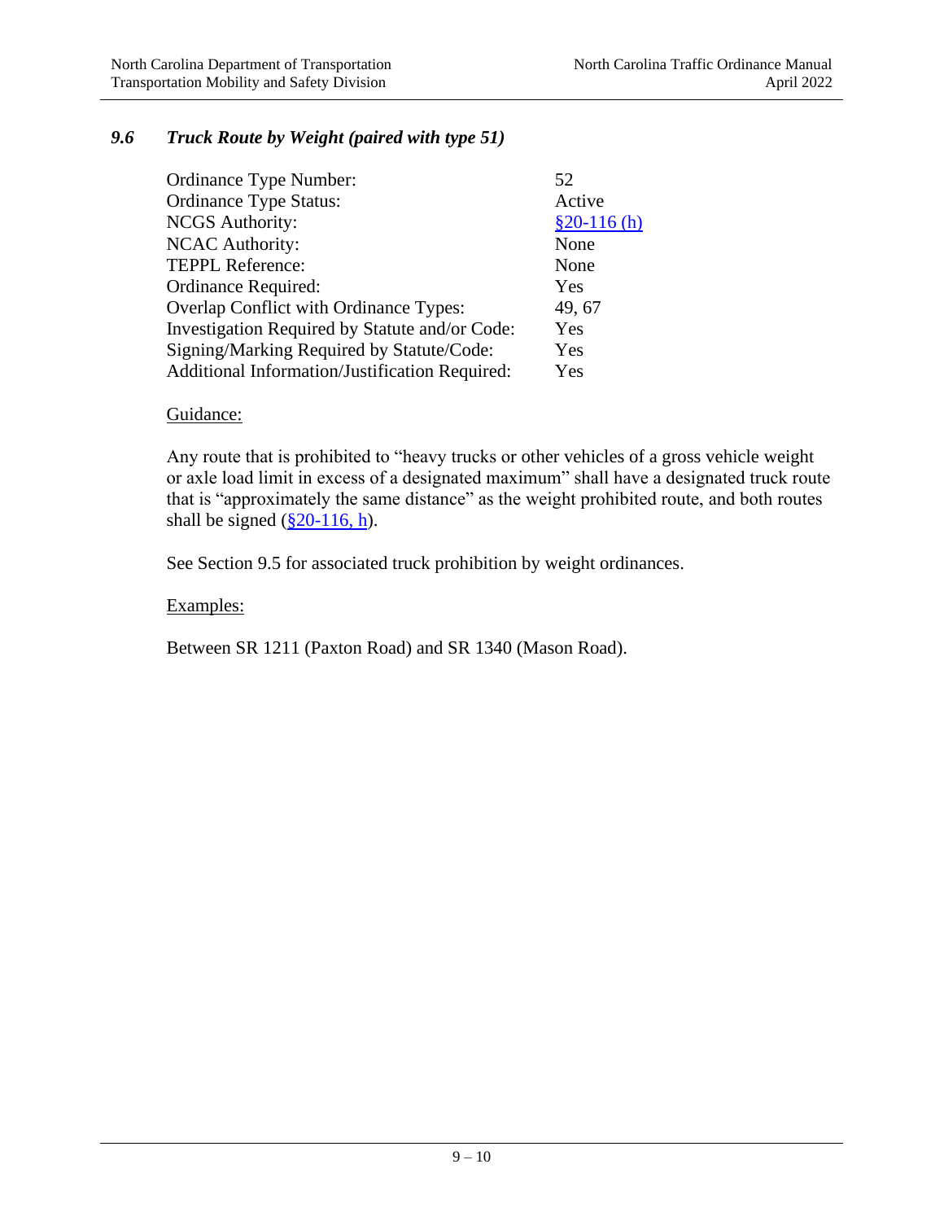### *9.6 Truck Route by Weight (paired with type 51)*

| | |
|---|---|
| Ordinance Type Number: | 52 |
| Ordinance Type Status: | Active |
| NCGS Authority: | §20-116 (h) |
| NCAC Authority: | None |
| TEPPL Reference: | None |
| Ordinance Required: | Yes |
| Overlap Conflict with Ordinance Types: | 49, 67 |
| Investigation Required by Statute and/or Code: | Yes |
| Signing/Marking Required by Statute/Code: | Yes |
| Additional Information/Justification Required: | Yes |

Guidance:

Any route that is prohibited to "heavy trucks or other vehicles of a gross vehicle weight or axle load limit in excess of a designated maximum" shall have a designated truck route that is "approximately the same distance" as the weight prohibited route, and both routes shall be signed (§20-116, h).

See Section 9.5 for associated truck prohibition by weight ordinances.

Examples:

Between SR 1211 (Paxton Road) and SR 1340 (Mason Road).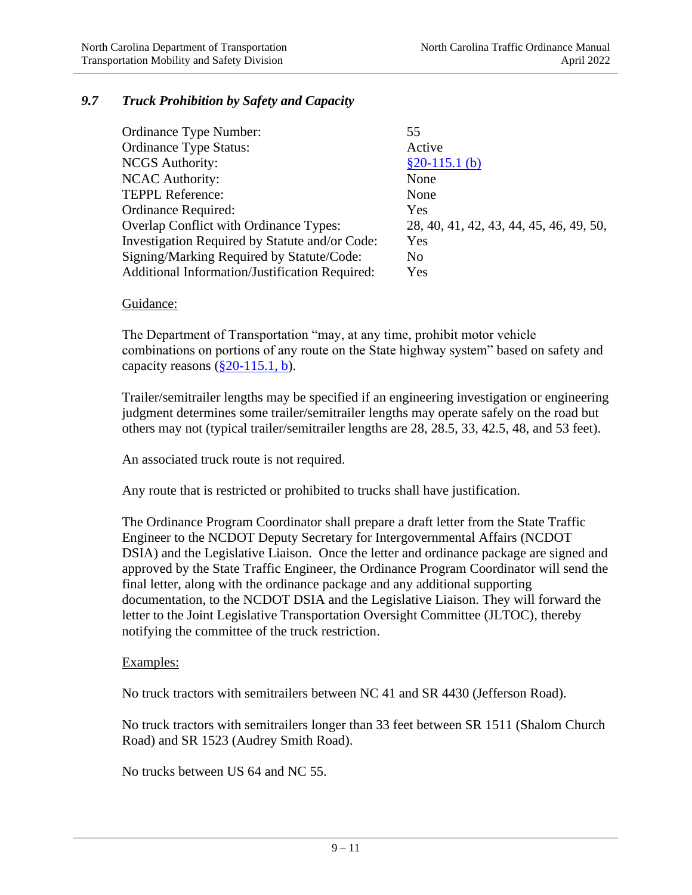### *9.7 Truck Prohibition by Safety and Capacity*

| | |
|---|---|
| Ordinance Type Number: | 55 |
| Ordinance Type Status: | Active |
| NCGS Authority: | §20-115.1 (b) |
| NCAC Authority: | None |
| TEPPL Reference: | None |
| Ordinance Required: | Yes |
| Overlap Conflict with Ordinance Types: | 28, 40, 41, 42, 43, 44, 45, 46, 49, 50, |
| Investigation Required by Statute and/or Code: | Yes |
| Signing/Marking Required by Statute/Code: | No |
| Additional Information/Justification Required: | Yes |

Guidance:

The Department of Transportation "may, at any time, prohibit motor vehicle combinations on portions of any route on the State highway system" based on safety and capacity reasons (§20-115.1, b).

Trailer/semitrailer lengths may be specified if an engineering investigation or engineering judgment determines some trailer/semitrailer lengths may operate safely on the road but others may not (typical trailer/semitrailer lengths are 28, 28.5, 33, 42.5, 48, and 53 feet).

An associated truck route is not required.

Any route that is restricted or prohibited to trucks shall have justification.

The Ordinance Program Coordinator shall prepare a draft letter from the State Traffic Engineer to the NCDOT Deputy Secretary for Intergovernmental Affairs (NCDOT DSIA) and the Legislative Liaison. Once the letter and ordinance package are signed and approved by the State Traffic Engineer, the Ordinance Program Coordinator will send the final letter, along with the ordinance package and any additional supporting documentation, to the NCDOT DSIA and the Legislative Liaison. They will forward the letter to the Joint Legislative Transportation Oversight Committee (JLTOC), thereby notifying the committee of the truck restriction.

Examples:

No truck tractors with semitrailers between NC 41 and SR 4430 (Jefferson Road).

No truck tractors with semitrailers longer than 33 feet between SR 1511 (Shalom Church Road) and SR 1523 (Audrey Smith Road).

No trucks between US 64 and NC 55.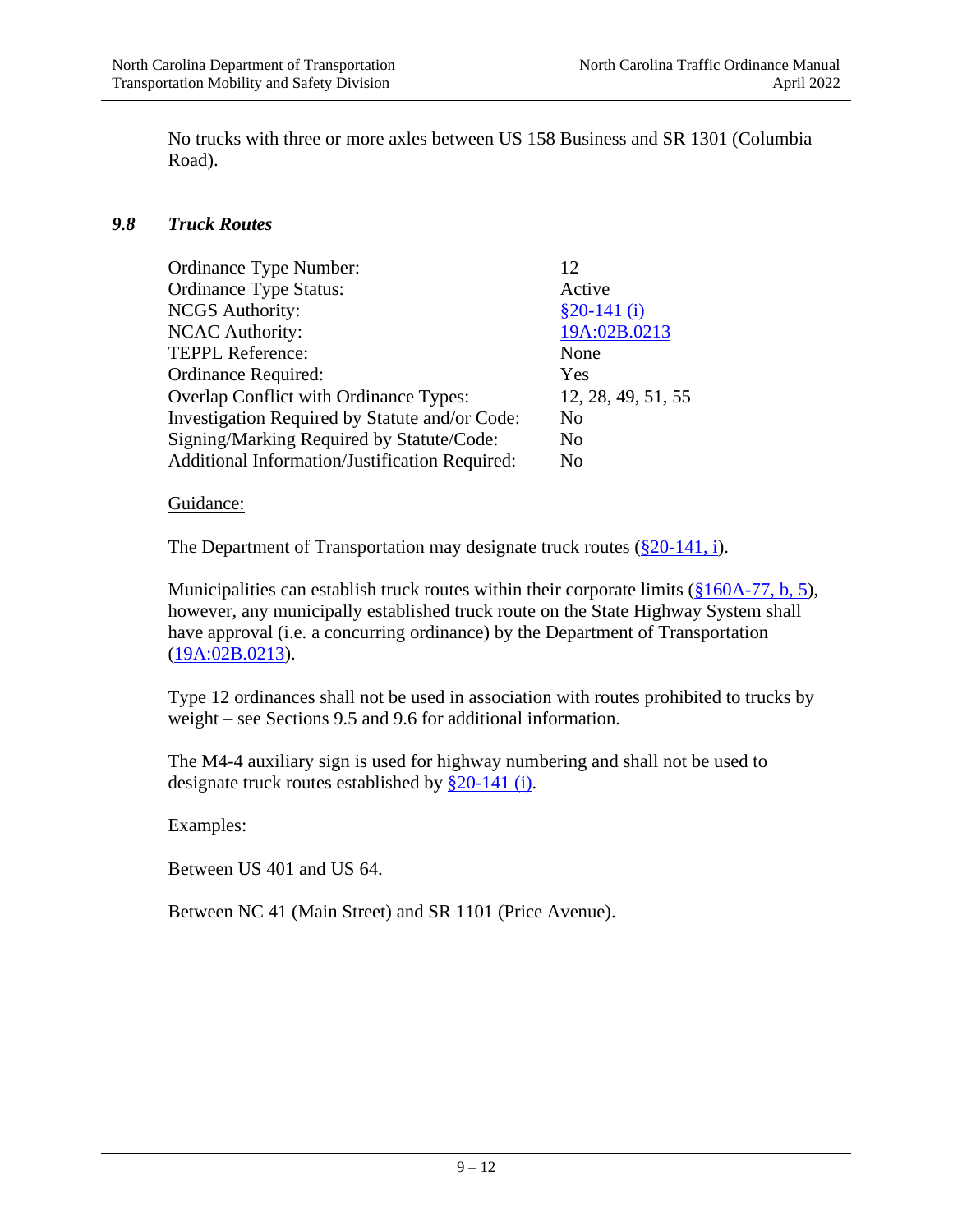No trucks with three or more axles between US 158 Business and SR 1301 (Columbia Road).

### *9.8 Truck Routes*

| | |
|---|---|
| Ordinance Type Number: | 12 |
| Ordinance Type Status: | Active |
| NCGS Authority: | §20-141 (i) |
| NCAC Authority: | 19A:02B.0213 |
| TEPPL Reference: | None |
| Ordinance Required: | Yes |
| Overlap Conflict with Ordinance Types: | 12, 28, 49, 51, 55 |
| Investigation Required by Statute and/or Code: | No |
| Signing/Marking Required by Statute/Code: | No |
| Additional Information/Justification Required: | No |

Guidance:

The Department of Transportation may designate truck routes (§20-141, i).

Municipalities can establish truck routes within their corporate limits (§160A-77, b, 5), however, any municipally established truck route on the State Highway System shall have approval (i.e. a concurring ordinance) by the Department of Transportation (19A:02B.0213).

Type 12 ordinances shall not be used in association with routes prohibited to trucks by weight – see Sections 9.5 and 9.6 for additional information.

The M4-4 auxiliary sign is used for highway numbering and shall not be used to designate truck routes established by §20-141 (i).

Examples:

Between US 401 and US 64.

Between NC 41 (Main Street) and SR 1101 (Price Avenue).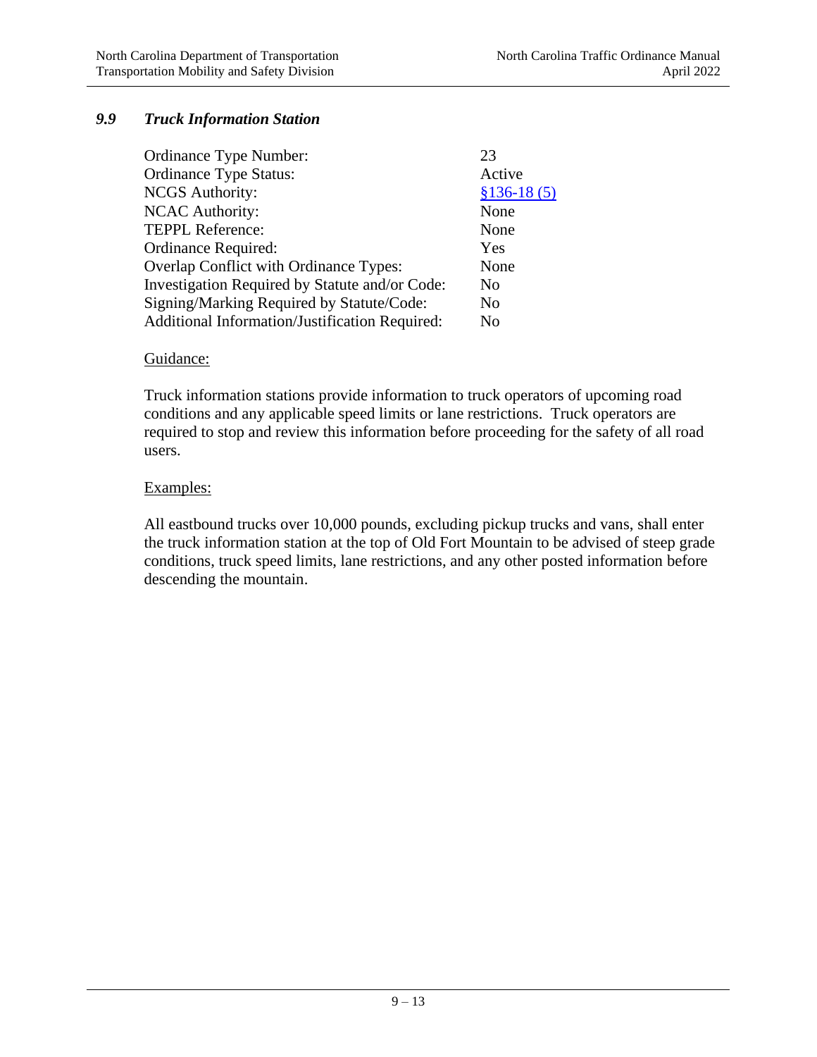## *9.9 Truck Information Station*

| | |
|---|---|
| Ordinance Type Number: | 23 |
| Ordinance Type Status: | Active |
| NCGS Authority: | §136-18 (5) |
| NCAC Authority: | None |
| TEPPL Reference: | None |
| Ordinance Required: | Yes |
| Overlap Conflict with Ordinance Types: | None |
| Investigation Required by Statute and/or Code: | No |
| Signing/Marking Required by Statute/Code: | No |
| Additional Information/Justification Required: | No |

Guidance:

Truck information stations provide information to truck operators of upcoming road conditions and any applicable speed limits or lane restrictions. Truck operators are required to stop and review this information before proceeding for the safety of all road users.

Examples:

All eastbound trucks over 10,000 pounds, excluding pickup trucks and vans, shall enter the truck information station at the top of Old Fort Mountain to be advised of steep grade conditions, truck speed limits, lane restrictions, and any other posted information before descending the mountain.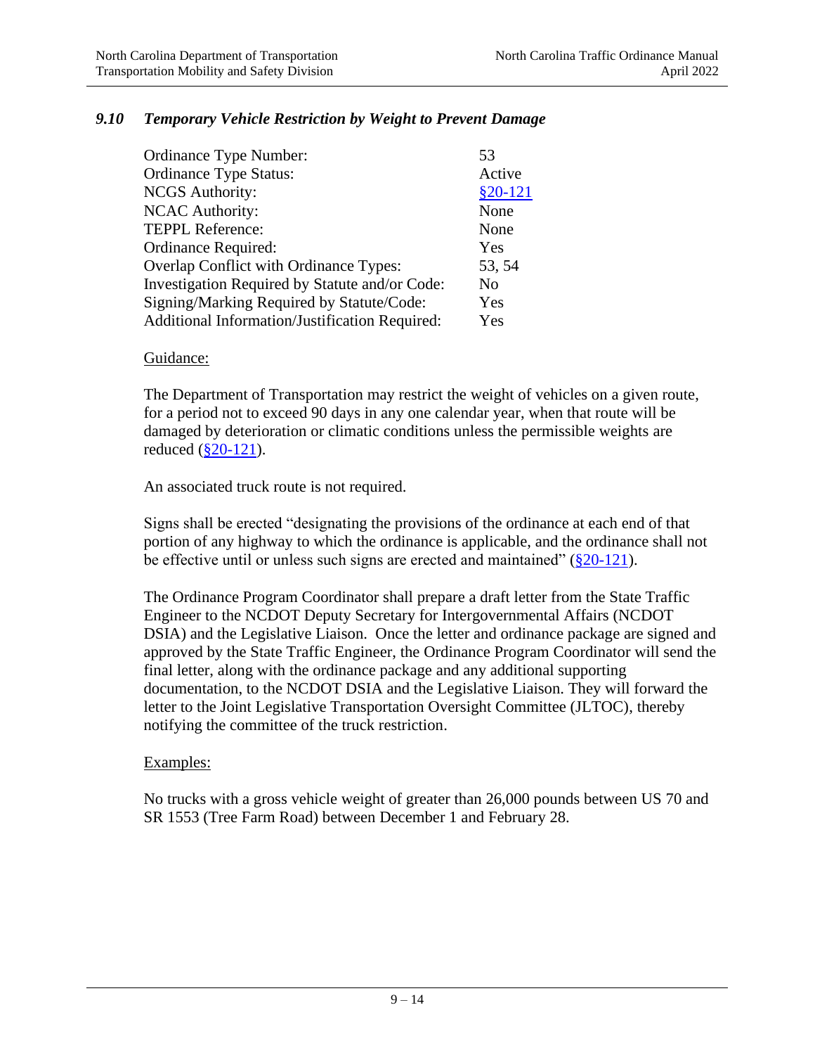### *9.10 Temporary Vehicle Restriction by Weight to Prevent Damage*

| | |
|---|---|
| Ordinance Type Number: | 53 |
| Ordinance Type Status: | Active |
| NCGS Authority: | §20-121 |
| NCAC Authority: | None |
| TEPPL Reference: | None |
| Ordinance Required: | Yes |
| Overlap Conflict with Ordinance Types: | 53, 54 |
| Investigation Required by Statute and/or Code: | No |
| Signing/Marking Required by Statute/Code: | Yes |
| Additional Information/Justification Required: | Yes |

Guidance:

The Department of Transportation may restrict the weight of vehicles on a given route, for a period not to exceed 90 days in any one calendar year, when that route will be damaged by deterioration or climatic conditions unless the permissible weights are reduced (§20-121).

An associated truck route is not required.

Signs shall be erected "designating the provisions of the ordinance at each end of that portion of any highway to which the ordinance is applicable, and the ordinance shall not be effective until or unless such signs are erected and maintained" (§20-121).

The Ordinance Program Coordinator shall prepare a draft letter from the State Traffic Engineer to the NCDOT Deputy Secretary for Intergovernmental Affairs (NCDOT DSIA) and the Legislative Liaison. Once the letter and ordinance package are signed and approved by the State Traffic Engineer, the Ordinance Program Coordinator will send the final letter, along with the ordinance package and any additional supporting documentation, to the NCDOT DSIA and the Legislative Liaison. They will forward the letter to the Joint Legislative Transportation Oversight Committee (JLTOC), thereby notifying the committee of the truck restriction.

Examples:

No trucks with a gross vehicle weight of greater than 26,000 pounds between US 70 and SR 1553 (Tree Farm Road) between December 1 and February 28.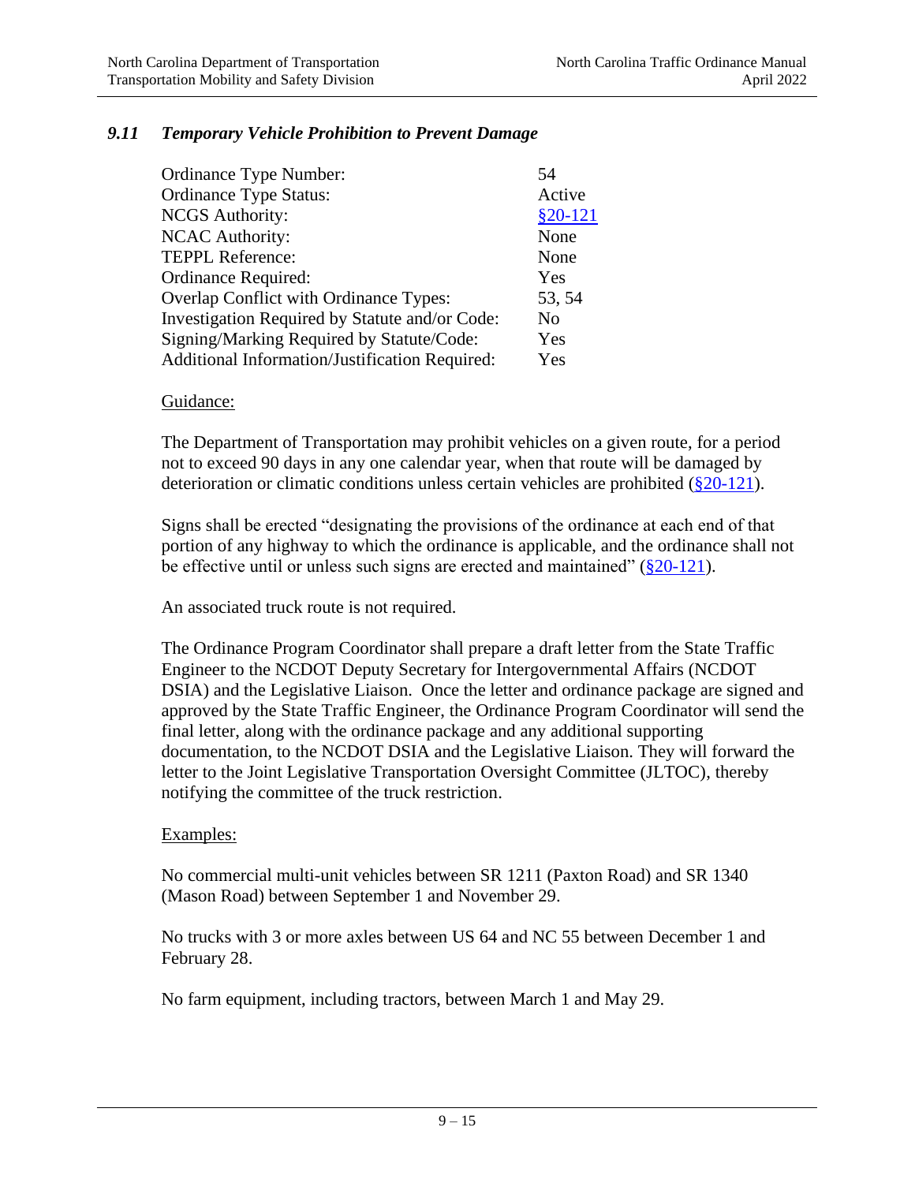### *9.11 Temporary Vehicle Prohibition to Prevent Damage*

| | |
|---|---|
| Ordinance Type Number: | 54 |
| Ordinance Type Status: | Active |
| NCGS Authority: | §20-121 |
| NCAC Authority: | None |
| TEPPL Reference: | None |
| Ordinance Required: | Yes |
| Overlap Conflict with Ordinance Types: | 53, 54 |
| Investigation Required by Statute and/or Code: | No |
| Signing/Marking Required by Statute/Code: | Yes |
| Additional Information/Justification Required: | Yes |

Guidance:

The Department of Transportation may prohibit vehicles on a given route, for a period not to exceed 90 days in any one calendar year, when that route will be damaged by deterioration or climatic conditions unless certain vehicles are prohibited (§20-121).

Signs shall be erected "designating the provisions of the ordinance at each end of that portion of any highway to which the ordinance is applicable, and the ordinance shall not be effective until or unless such signs are erected and maintained" (§20-121).

An associated truck route is not required.

The Ordinance Program Coordinator shall prepare a draft letter from the State Traffic Engineer to the NCDOT Deputy Secretary for Intergovernmental Affairs (NCDOT DSIA) and the Legislative Liaison. Once the letter and ordinance package are signed and approved by the State Traffic Engineer, the Ordinance Program Coordinator will send the final letter, along with the ordinance package and any additional supporting documentation, to the NCDOT DSIA and the Legislative Liaison. They will forward the letter to the Joint Legislative Transportation Oversight Committee (JLTOC), thereby notifying the committee of the truck restriction.

Examples:

No commercial multi-unit vehicles between SR 1211 (Paxton Road) and SR 1340 (Mason Road) between September 1 and November 29.

No trucks with 3 or more axles between US 64 and NC 55 between December 1 and February 28.

No farm equipment, including tractors, between March 1 and May 29.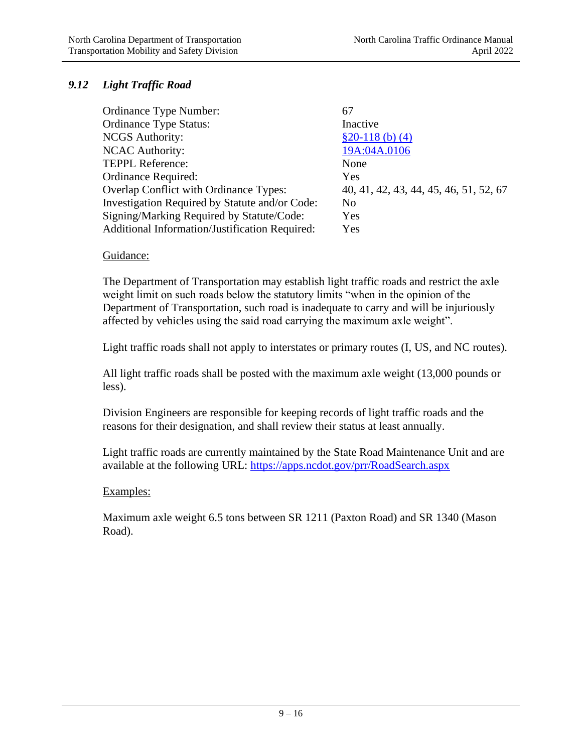### *9.12 Light Traffic Road*

| | |
|---|---|
| Ordinance Type Number: | 67 |
| Ordinance Type Status: | Inactive |
| NCGS Authority: | [§20-118 (b) (4)]() |
| NCAC Authority: | [19A:04A.0106]() |
| TEPPL Reference: | None |
| Ordinance Required: | Yes |
| Overlap Conflict with Ordinance Types: | 40, 41, 42, 43, 44, 45, 46, 51, 52, 67 |
| Investigation Required by Statute and/or Code: | No |
| Signing/Marking Required by Statute/Code: | Yes |
| Additional Information/Justification Required: | Yes |

Guidance:

The Department of Transportation may establish light traffic roads and restrict the axle weight limit on such roads below the statutory limits "when in the opinion of the Department of Transportation, such road is inadequate to carry and will be injuriously affected by vehicles using the said road carrying the maximum axle weight".

Light traffic roads shall not apply to interstates or primary routes (I, US, and NC routes).

All light traffic roads shall be posted with the maximum axle weight (13,000 pounds or less).

Division Engineers are responsible for keeping records of light traffic roads and the reasons for their designation, and shall review their status at least annually.

Light traffic roads are currently maintained by the State Road Maintenance Unit and are available at the following URL: [https://apps.ncdot.gov/prr/RoadSearch.aspx](https://apps.ncdot.gov/prr/RoadSearch.aspx)

Examples:

Maximum axle weight 6.5 tons between SR 1211 (Paxton Road) and SR 1340 (Mason Road).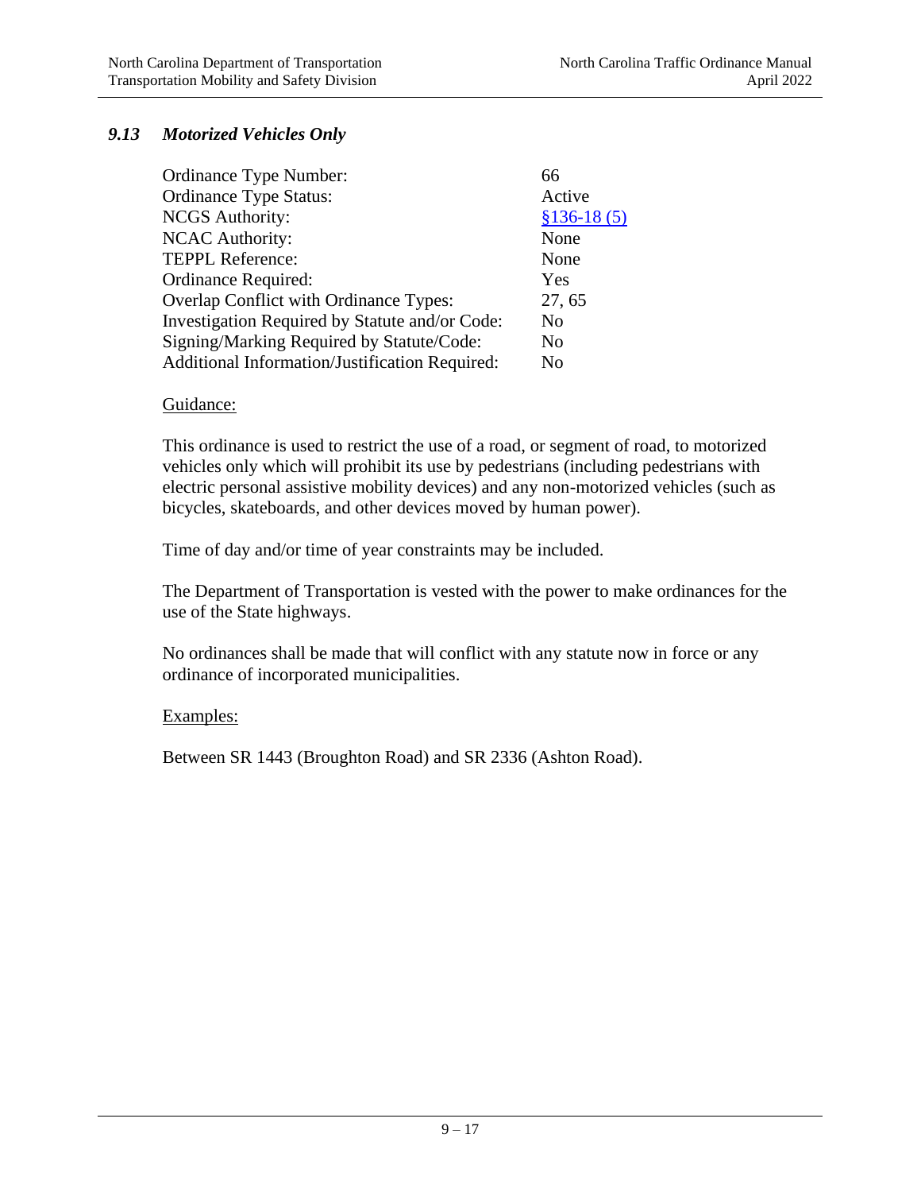### *9.13 Motorized Vehicles Only*

| | |
|---|---|
| Ordinance Type Number: | 66 |
| Ordinance Type Status: | Active |
| NCGS Authority: | §136-18 (5) |
| NCAC Authority: | None |
| TEPPL Reference: | None |
| Ordinance Required: | Yes |
| Overlap Conflict with Ordinance Types: | 27, 65 |
| Investigation Required by Statute and/or Code: | No |
| Signing/Marking Required by Statute/Code: | No |
| Additional Information/Justification Required: | No |

Guidance:

This ordinance is used to restrict the use of a road, or segment of road, to motorized vehicles only which will prohibit its use by pedestrians (including pedestrians with electric personal assistive mobility devices) and any non-motorized vehicles (such as bicycles, skateboards, and other devices moved by human power).

Time of day and/or time of year constraints may be included.

The Department of Transportation is vested with the power to make ordinances for the use of the State highways.

No ordinances shall be made that will conflict with any statute now in force or any ordinance of incorporated municipalities.

Examples:

Between SR 1443 (Broughton Road) and SR 2336 (Ashton Road).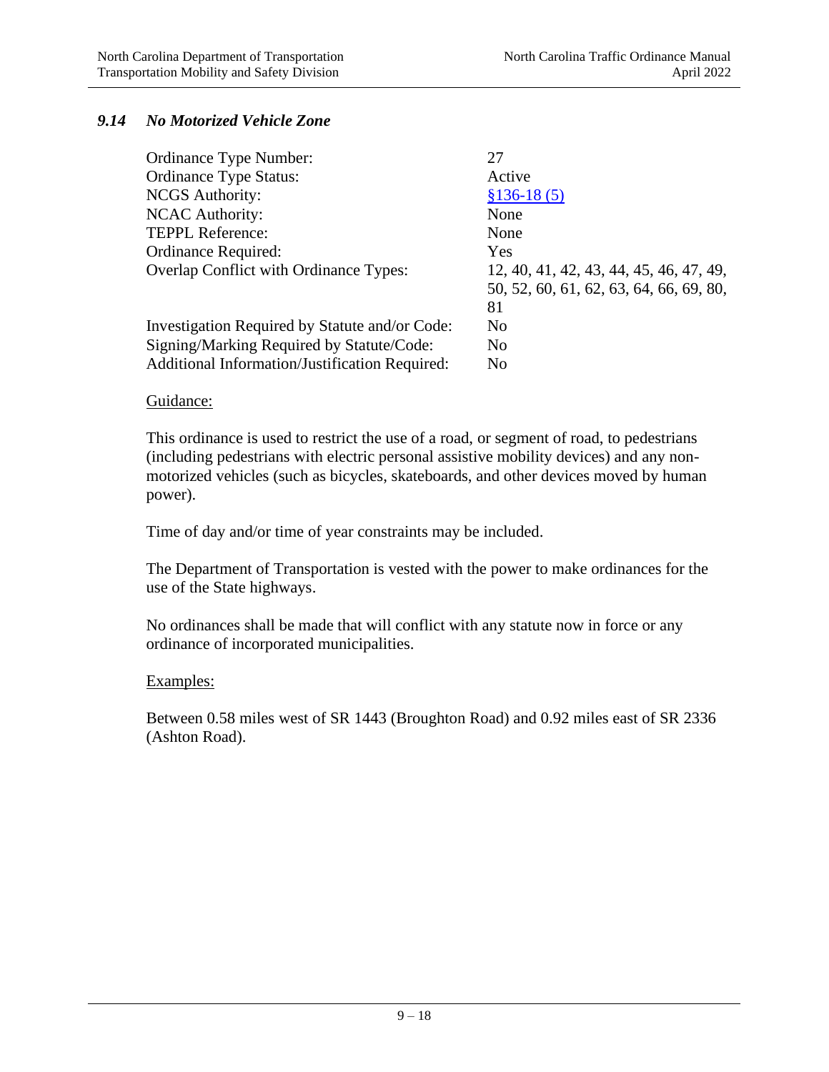### *9.14 No Motorized Vehicle Zone*

| | |
|---|---|
| Ordinance Type Number: | 27 |
| Ordinance Type Status: | Active |
| NCGS Authority: | [§136-18 (5)] |
| NCAC Authority: | None |
| TEPPL Reference: | None |
| Ordinance Required: | Yes |
| Overlap Conflict with Ordinance Types: | 12, 40, 41, 42, 43, 44, 45, 46, 47, 49, 50, 52, 60, 61, 62, 63, 64, 66, 69, 80, 81 |
| Investigation Required by Statute and/or Code: | No |
| Signing/Marking Required by Statute/Code: | No |
| Additional Information/Justification Required: | No |

Guidance:

This ordinance is used to restrict the use of a road, or segment of road, to pedestrians (including pedestrians with electric personal assistive mobility devices) and any non-motorized vehicles (such as bicycles, skateboards, and other devices moved by human power).

Time of day and/or time of year constraints may be included.

The Department of Transportation is vested with the power to make ordinances for the use of the State highways.

No ordinances shall be made that will conflict with any statute now in force or any ordinance of incorporated municipalities.

Examples:

Between 0.58 miles west of SR 1443 (Broughton Road) and 0.92 miles east of SR 2336 (Ashton Road).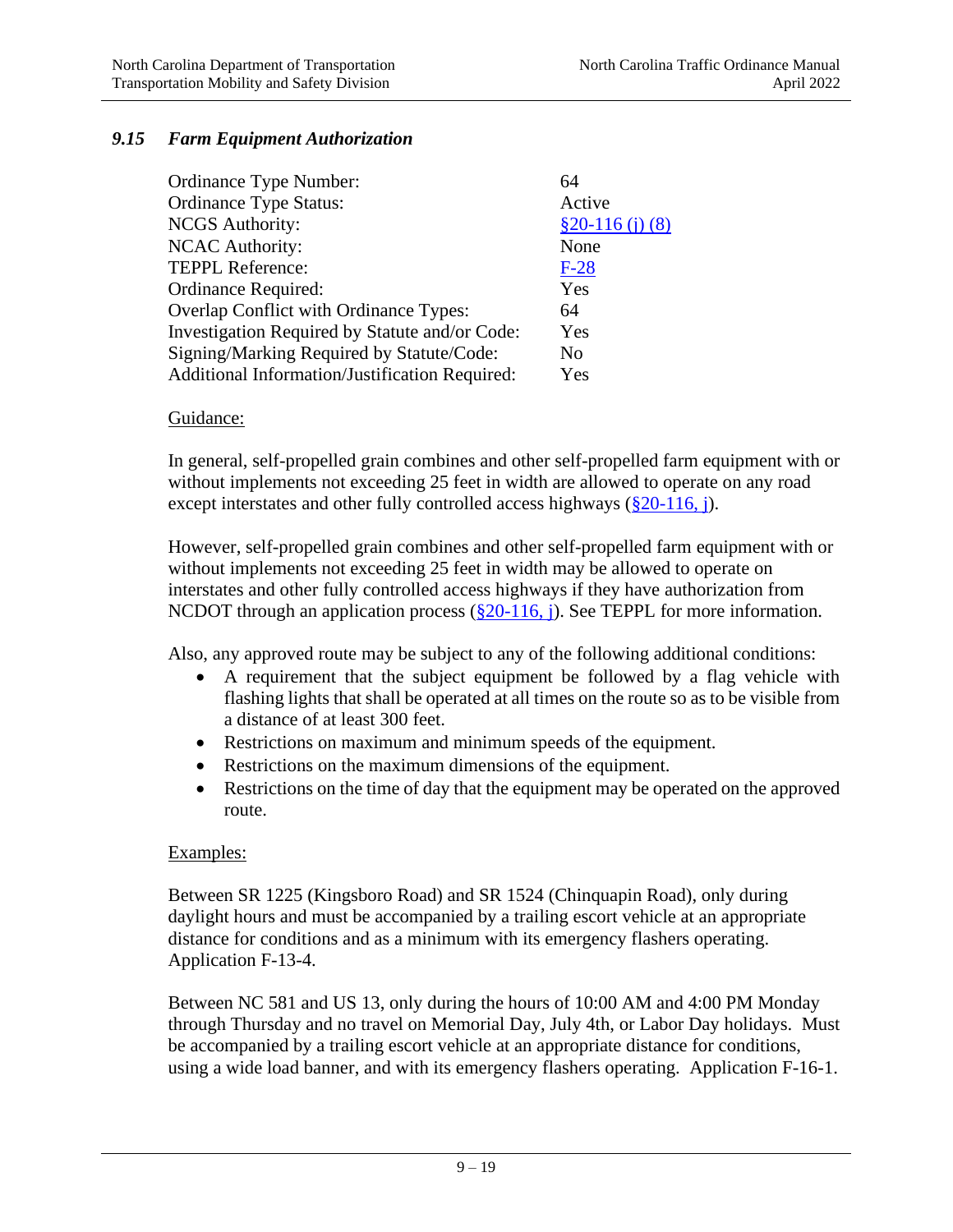### *9.15 Farm Equipment Authorization*

| | |
|---|---|
| Ordinance Type Number: | 64 |
| Ordinance Type Status: | Active |
| NCGS Authority: | §20-116 (j) (8) |
| NCAC Authority: | None |
| TEPPL Reference: | F-28 |
| Ordinance Required: | Yes |
| Overlap Conflict with Ordinance Types: | 64 |
| Investigation Required by Statute and/or Code: | Yes |
| Signing/Marking Required by Statute/Code: | No |
| Additional Information/Justification Required: | Yes |

Guidance:

In general, self-propelled grain combines and other self-propelled farm equipment with or without implements not exceeding 25 feet in width are allowed to operate on any road except interstates and other fully controlled access highways (§20-116, j).

However, self-propelled grain combines and other self-propelled farm equipment with or without implements not exceeding 25 feet in width may be allowed to operate on interstates and other fully controlled access highways if they have authorization from NCDOT through an application process (§20-116, j). See TEPPL for more information.

Also, any approved route may be subject to any of the following additional conditions:

- A requirement that the subject equipment be followed by a flag vehicle with flashing lights that shall be operated at all times on the route so as to be visible from a distance of at least 300 feet.
- Restrictions on maximum and minimum speeds of the equipment.
- Restrictions on the maximum dimensions of the equipment.
- Restrictions on the time of day that the equipment may be operated on the approved route.

Examples:

Between SR 1225 (Kingsboro Road) and SR 1524 (Chinquapin Road), only during daylight hours and must be accompanied by a trailing escort vehicle at an appropriate distance for conditions and as a minimum with its emergency flashers operating. Application F-13-4.

Between NC 581 and US 13, only during the hours of 10:00 AM and 4:00 PM Monday through Thursday and no travel on Memorial Day, July 4th, or Labor Day holidays. Must be accompanied by a trailing escort vehicle at an appropriate distance for conditions, using a wide load banner, and with its emergency flashers operating. Application F-16-1.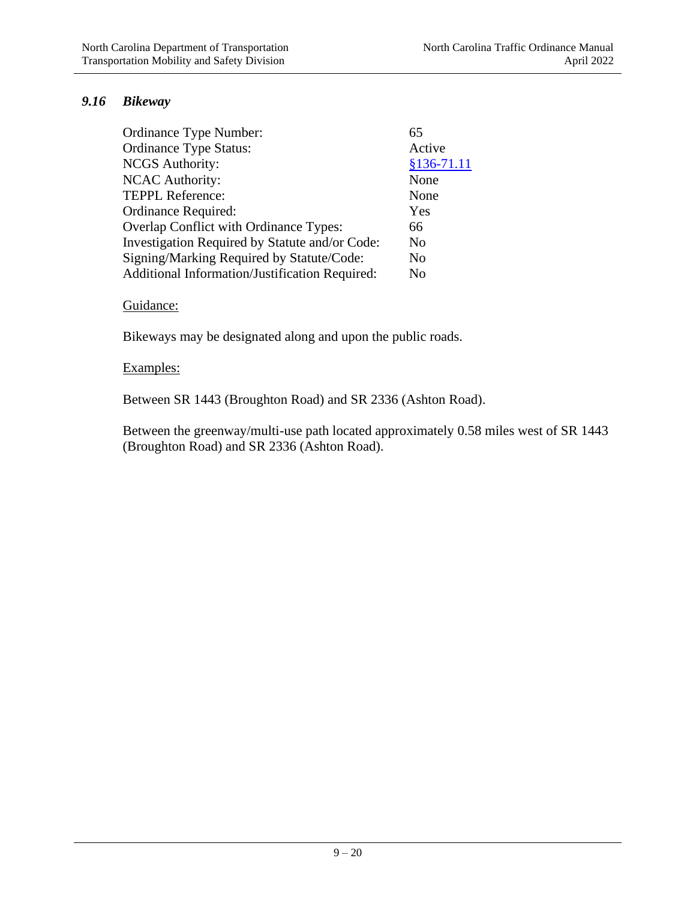### *9.16 Bikeway*

| | |
|---|---|
| Ordinance Type Number: | 65 |
| Ordinance Type Status: | Active |
| NCGS Authority: | §136-71.11 |
| NCAC Authority: | None |
| TEPPL Reference: | None |
| Ordinance Required: | Yes |
| Overlap Conflict with Ordinance Types: | 66 |
| Investigation Required by Statute and/or Code: | No |
| Signing/Marking Required by Statute/Code: | No |
| Additional Information/Justification Required: | No |

Guidance:

Bikeways may be designated along and upon the public roads.

Examples:

Between SR 1443 (Broughton Road) and SR 2336 (Ashton Road).

Between the greenway/multi-use path located approximately 0.58 miles west of SR 1443 (Broughton Road) and SR 2336 (Ashton Road).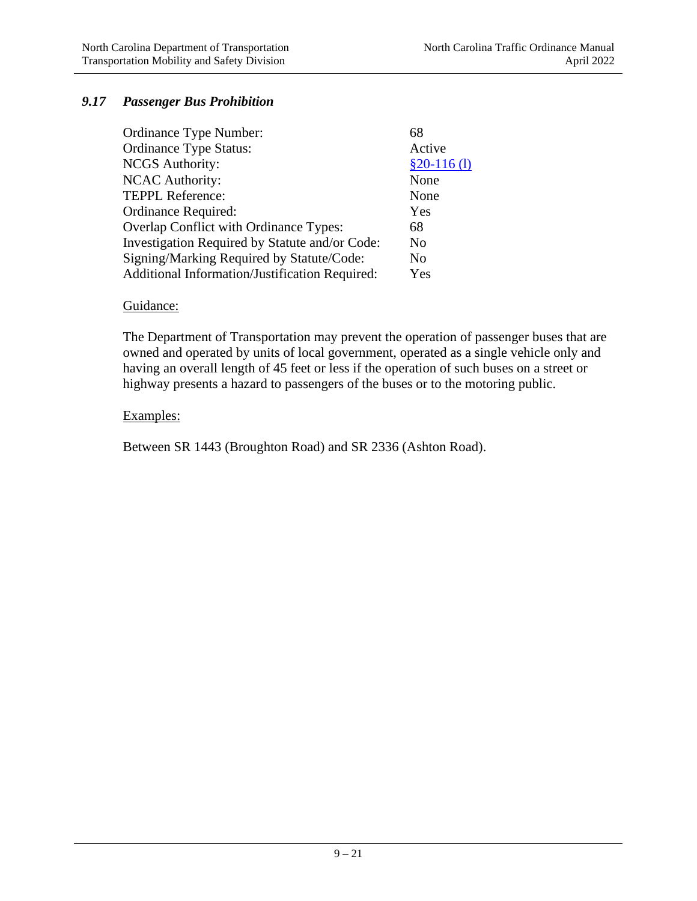### *9.17 Passenger Bus Prohibition*

| | |
|---|---|
| Ordinance Type Number: | 68 |
| Ordinance Type Status: | Active |
| NCGS Authority: | §20-116 (l) |
| NCAC Authority: | None |
| TEPPL Reference: | None |
| Ordinance Required: | Yes |
| Overlap Conflict with Ordinance Types: | 68 |
| Investigation Required by Statute and/or Code: | No |
| Signing/Marking Required by Statute/Code: | No |
| Additional Information/Justification Required: | Yes |

Guidance:

The Department of Transportation may prevent the operation of passenger buses that are owned and operated by units of local government, operated as a single vehicle only and having an overall length of 45 feet or less if the operation of such buses on a street or highway presents a hazard to passengers of the buses or to the motoring public.

Examples:

Between SR 1443 (Broughton Road) and SR 2336 (Ashton Road).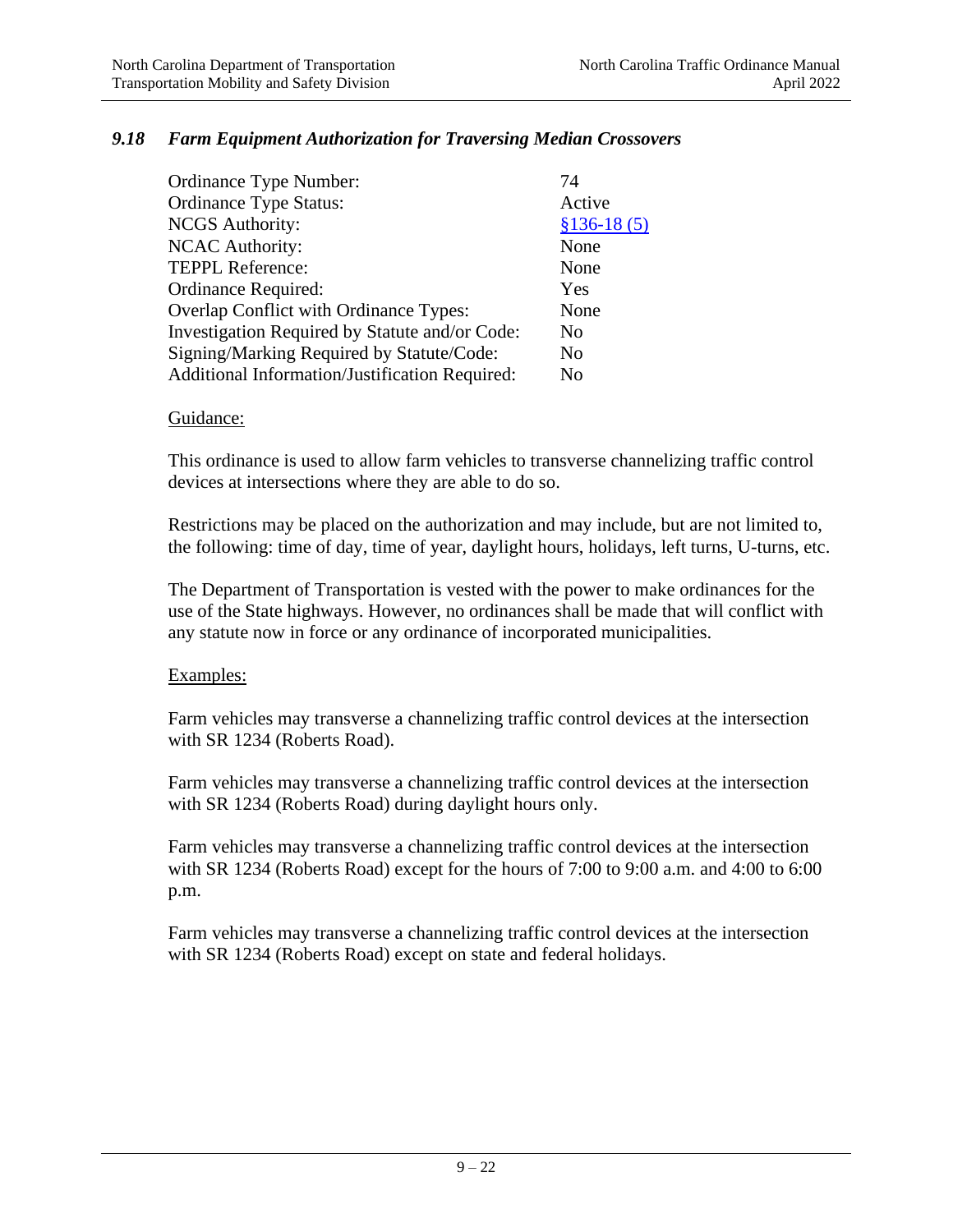### *9.18 Farm Equipment Authorization for Traversing Median Crossovers*

| | |
|---|---|
| Ordinance Type Number: | 74 |
| Ordinance Type Status: | Active |
| NCGS Authority: | §136-18 (5) |
| NCAC Authority: | None |
| TEPPL Reference: | None |
| Ordinance Required: | Yes |
| Overlap Conflict with Ordinance Types: | None |
| Investigation Required by Statute and/or Code: | No |
| Signing/Marking Required by Statute/Code: | No |
| Additional Information/Justification Required: | No |

<u>Guidance:</u>

This ordinance is used to allow farm vehicles to transverse channelizing traffic control devices at intersections where they are able to do so.

Restrictions may be placed on the authorization and may include, but are not limited to, the following: time of day, time of year, daylight hours, holidays, left turns, U-turns, etc.

The Department of Transportation is vested with the power to make ordinances for the use of the State highways. However, no ordinances shall be made that will conflict with any statute now in force or any ordinance of incorporated municipalities.

<u>Examples:</u>

Farm vehicles may transverse a channelizing traffic control devices at the intersection with SR 1234 (Roberts Road).

Farm vehicles may transverse a channelizing traffic control devices at the intersection with SR 1234 (Roberts Road) during daylight hours only.

Farm vehicles may transverse a channelizing traffic control devices at the intersection with SR 1234 (Roberts Road) except for the hours of 7:00 to 9:00 a.m. and 4:00 to 6:00 p.m.

Farm vehicles may transverse a channelizing traffic control devices at the intersection with SR 1234 (Roberts Road) except on state and federal holidays.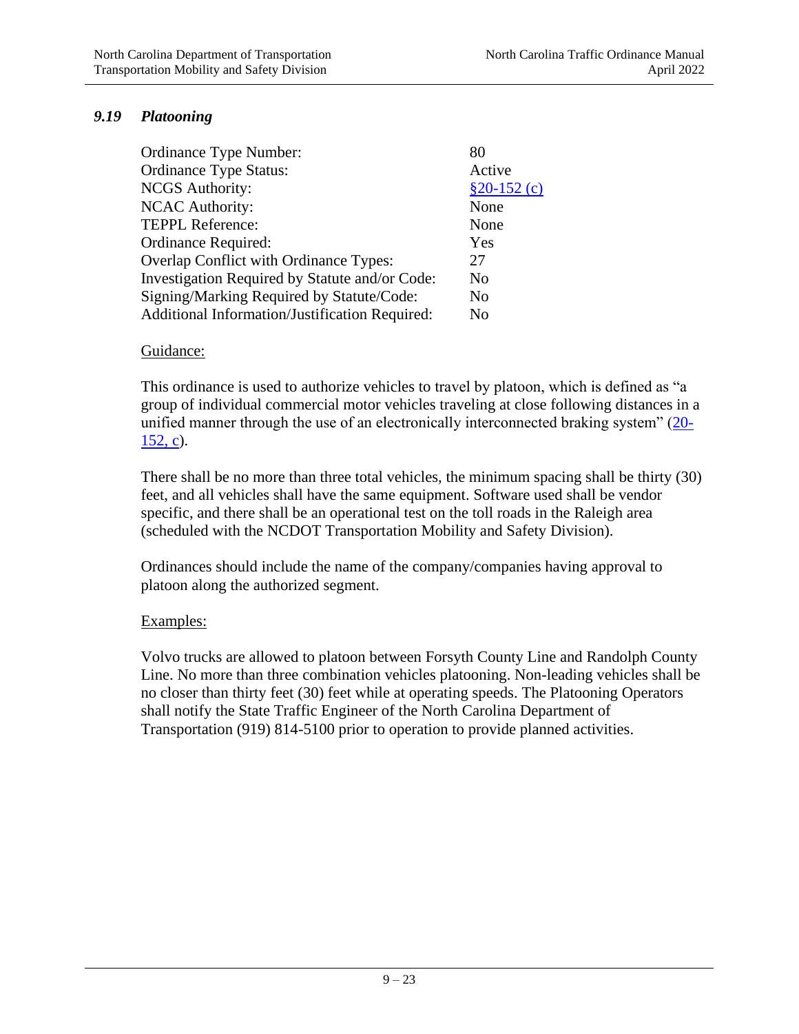### *9.19 Platooning*

| | |
|---|---|
| Ordinance Type Number: | 80 |
| Ordinance Type Status: | Active |
| NCGS Authority: | [§20-152 (c)] |
| NCAC Authority: | None |
| TEPPL Reference: | None |
| Ordinance Required: | Yes |
| Overlap Conflict with Ordinance Types: | 27 |
| Investigation Required by Statute and/or Code: | No |
| Signing/Marking Required by Statute/Code: | No |
| Additional Information/Justification Required: | No |

Guidance:

This ordinance is used to authorize vehicles to travel by platoon, which is defined as "a group of individual commercial motor vehicles traveling at close following distances in a unified manner through the use of an electronically interconnected braking system" (20-152, c).

There shall be no more than three total vehicles, the minimum spacing shall be thirty (30) feet, and all vehicles shall have the same equipment. Software used shall be vendor specific, and there shall be an operational test on the toll roads in the Raleigh area (scheduled with the NCDOT Transportation Mobility and Safety Division).

Ordinances should include the name of the company/companies having approval to platoon along the authorized segment.

Examples:

Volvo trucks are allowed to platoon between Forsyth County Line and Randolph County Line. No more than three combination vehicles platooning. Non-leading vehicles shall be no closer than thirty feet (30) feet while at operating speeds. The Platooning Operators shall notify the State Traffic Engineer of the North Carolina Department of Transportation (919) 814-5100 prior to operation to provide planned activities.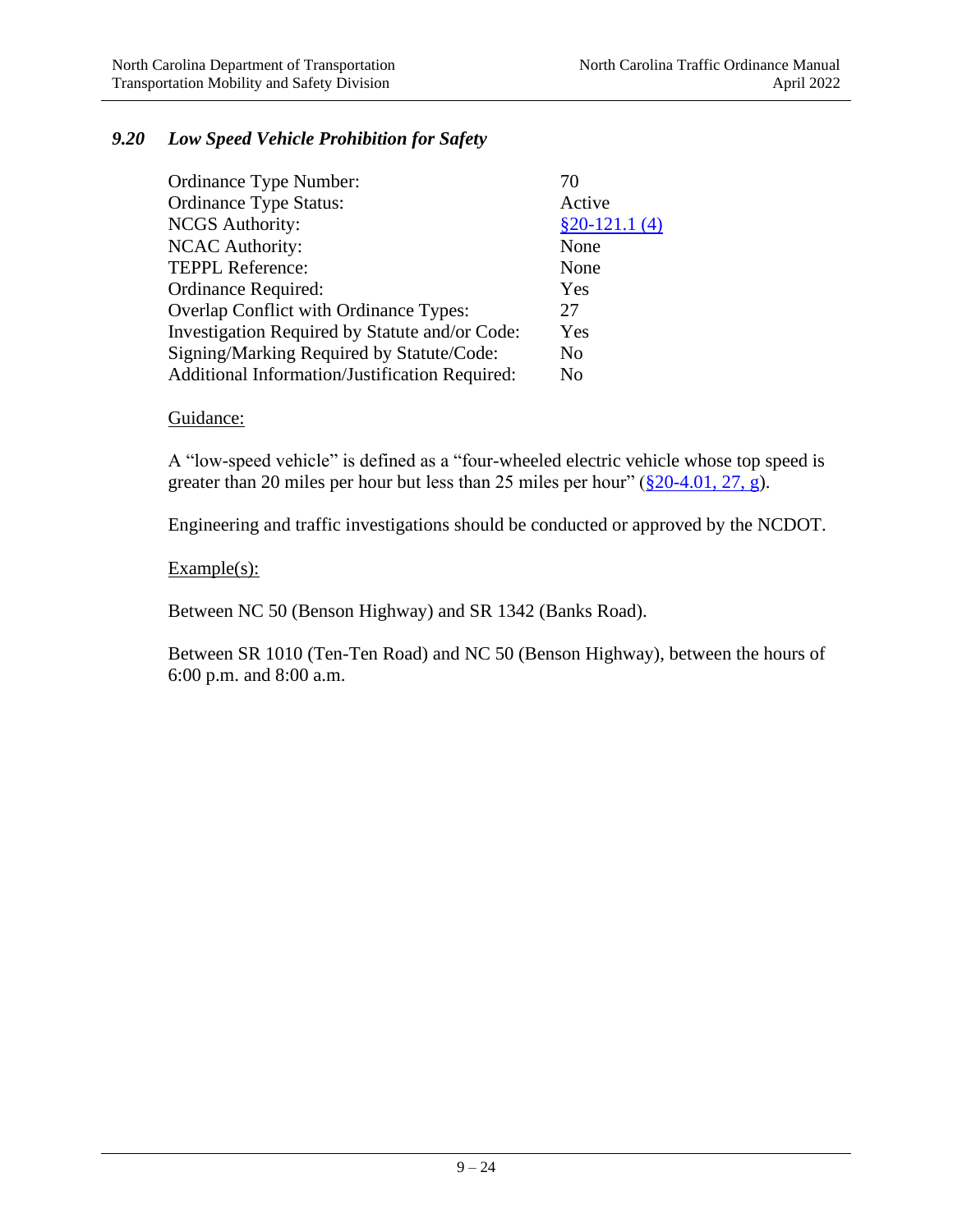### *9.20 Low Speed Vehicle Prohibition for Safety*

| | |
|---|---|
| Ordinance Type Number: | 70 |
| Ordinance Type Status: | Active |
| NCGS Authority: | §20-121.1 (4) |
| NCAC Authority: | None |
| TEPPL Reference: | None |
| Ordinance Required: | Yes |
| Overlap Conflict with Ordinance Types: | 27 |
| Investigation Required by Statute and/or Code: | Yes |
| Signing/Marking Required by Statute/Code: | No |
| Additional Information/Justification Required: | No |

Guidance:

A "low-speed vehicle" is defined as a "four-wheeled electric vehicle whose top speed is greater than 20 miles per hour but less than 25 miles per hour" (§20-4.01, 27, g).

Engineering and traffic investigations should be conducted or approved by the NCDOT.

Example(s):

Between NC 50 (Benson Highway) and SR 1342 (Banks Road).

Between SR 1010 (Ten-Ten Road) and NC 50 (Benson Highway), between the hours of 6:00 p.m. and 8:00 a.m.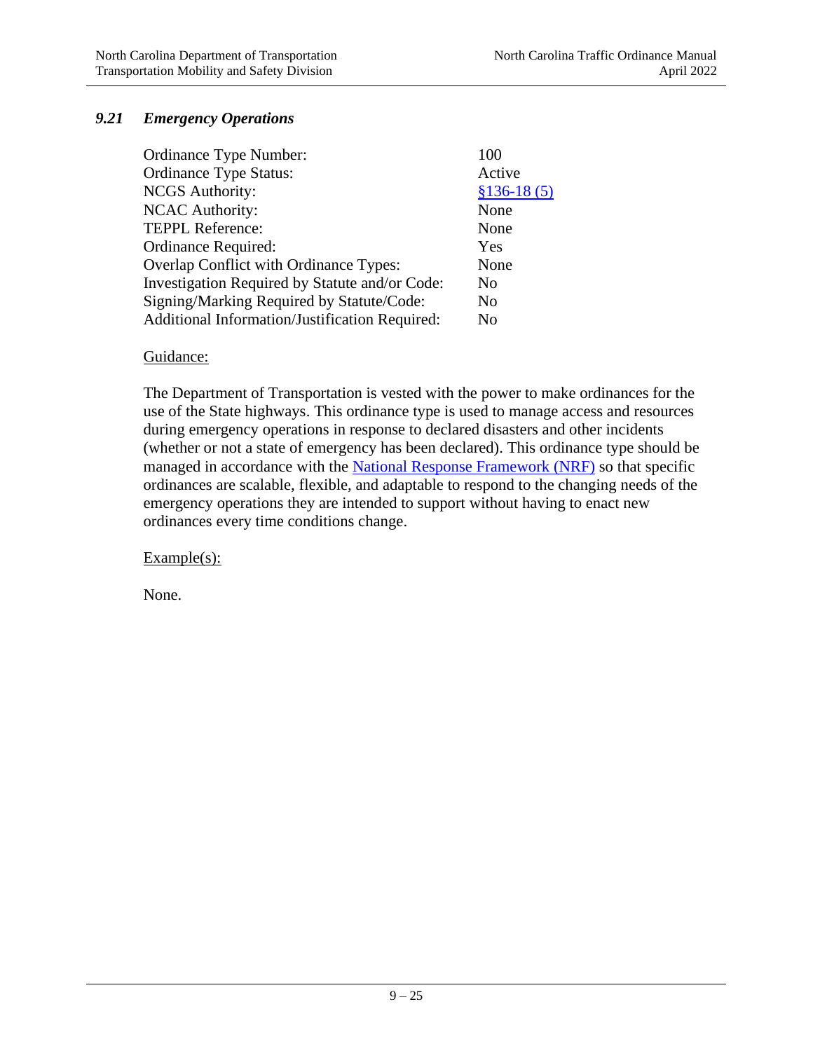### *9.21 Emergency Operations*

| | |
|---|---|
| Ordinance Type Number: | 100 |
| Ordinance Type Status: | Active |
| NCGS Authority: | [§136-18 (5)] |
| NCAC Authority: | None |
| TEPPL Reference: | None |
| Ordinance Required: | Yes |
| Overlap Conflict with Ordinance Types: | None |
| Investigation Required by Statute and/or Code: | No |
| Signing/Marking Required by Statute/Code: | No |
| Additional Information/Justification Required: | No |

Guidance:

The Department of Transportation is vested with the power to make ordinances for the use of the State highways. This ordinance type is used to manage access and resources during emergency operations in response to declared disasters and other incidents (whether or not a state of emergency has been declared). This ordinance type should be managed in accordance with the National Response Framework (NRF) so that specific ordinances are scalable, flexible, and adaptable to respond to the changing needs of the emergency operations they are intended to support without having to enact new ordinances every time conditions change.

Example(s):

None.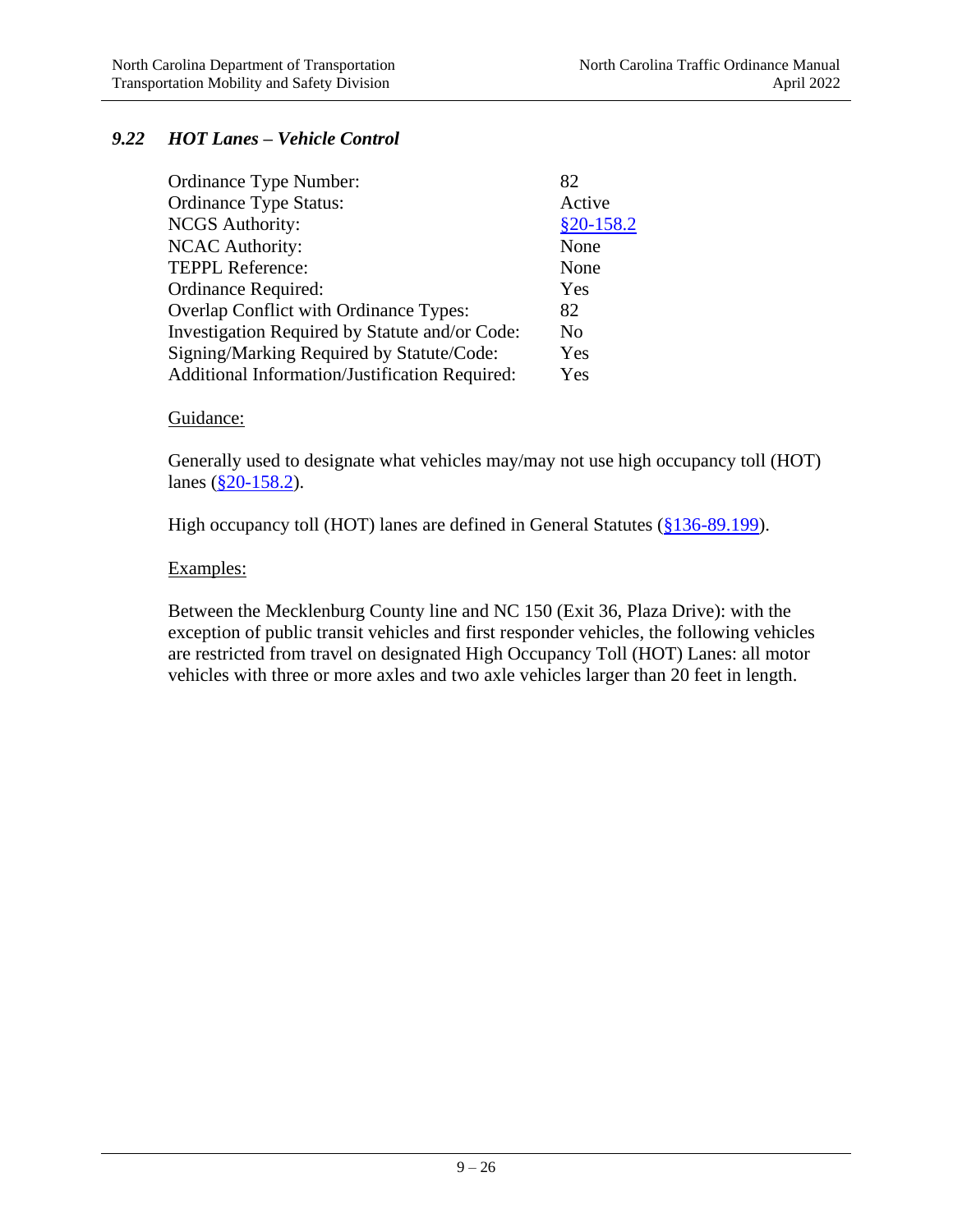### *9.22 HOT Lanes – Vehicle Control*

| | |
|---|---|
| Ordinance Type Number: | 82 |
| Ordinance Type Status: | Active |
| NCGS Authority: | §20-158.2 |
| NCAC Authority: | None |
| TEPPL Reference: | None |
| Ordinance Required: | Yes |
| Overlap Conflict with Ordinance Types: | 82 |
| Investigation Required by Statute and/or Code: | No |
| Signing/Marking Required by Statute/Code: | Yes |
| Additional Information/Justification Required: | Yes |

Guidance:

Generally used to designate what vehicles may/may not use high occupancy toll (HOT) lanes (§20-158.2).

High occupancy toll (HOT) lanes are defined in General Statutes (§136-89.199).

Examples:

Between the Mecklenburg County line and NC 150 (Exit 36, Plaza Drive): with the exception of public transit vehicles and first responder vehicles, the following vehicles are restricted from travel on designated High Occupancy Toll (HOT) Lanes: all motor vehicles with three or more axles and two axle vehicles larger than 20 feet in length.